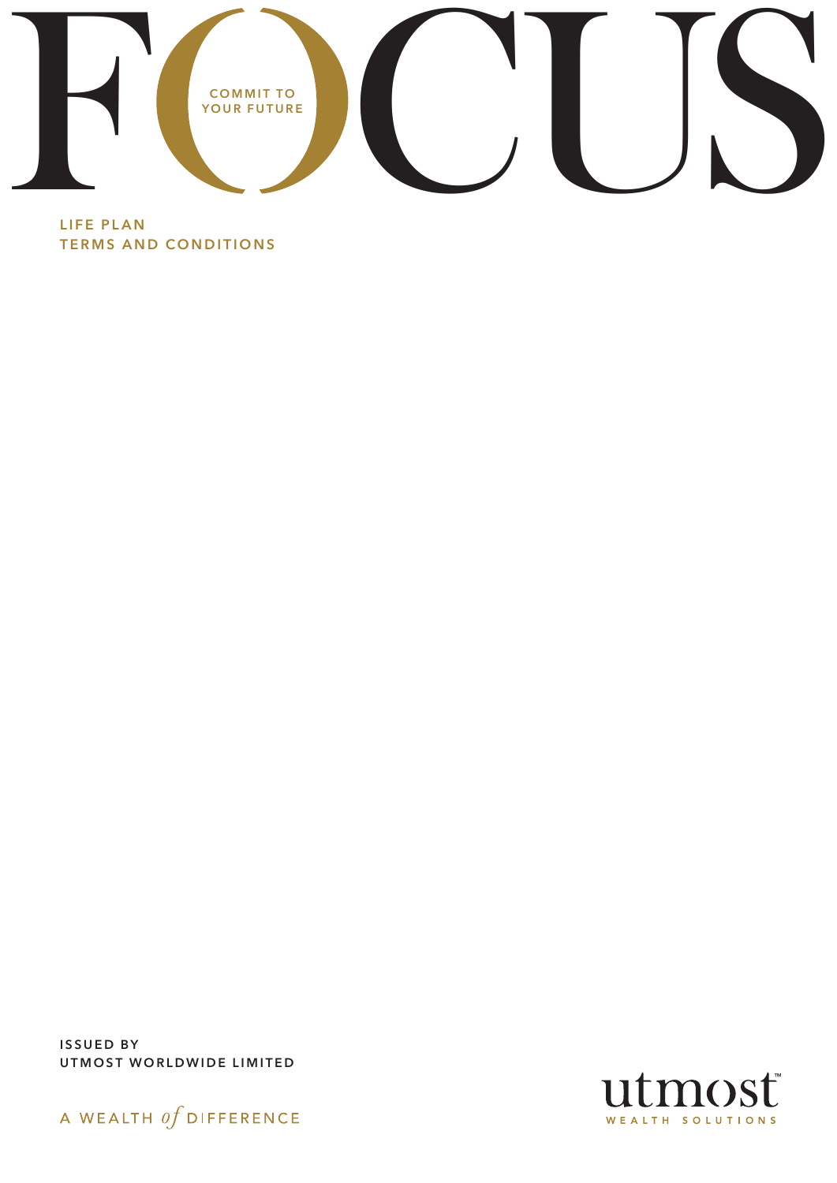# FOCUS

COMMIT TO YOUR FUTURE

## LIFE PLAN TERMS AND CONDITIONS

ISSUED BY
UTMOST WORLDWIDE LIMITED

A WEALTH *of* DIFFERENCE

utmost™
WEALTH SOLUTIONS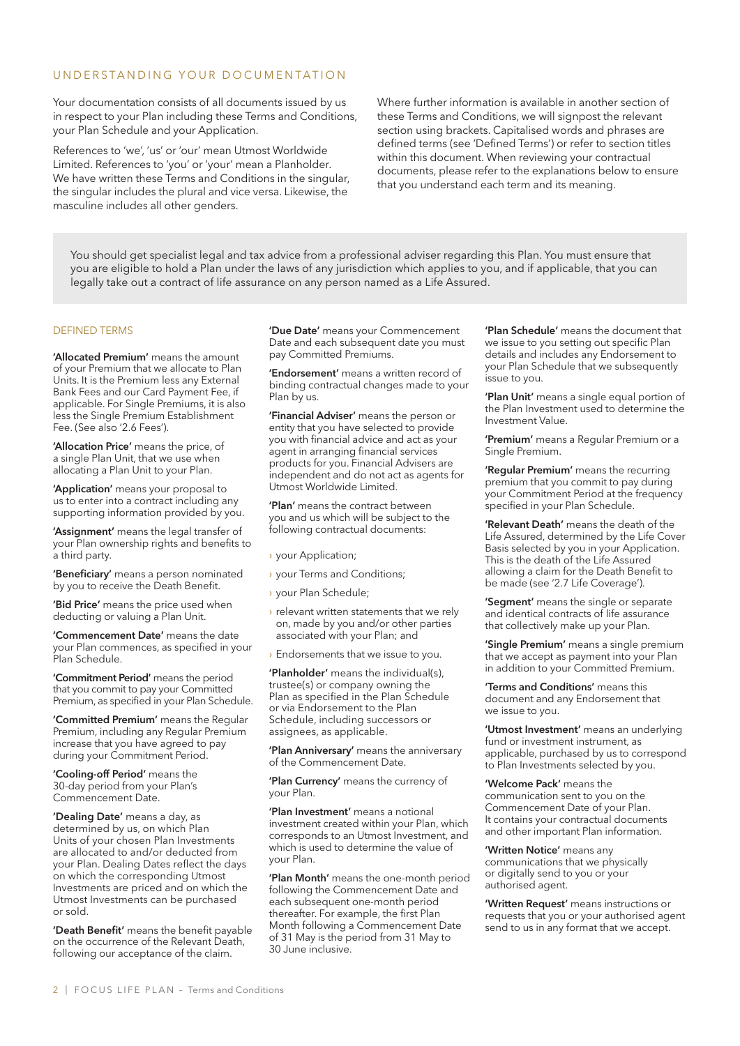## UNDERSTANDING YOUR DOCUMENTATION

Your documentation consists of all documents issued by us in respect to your Plan including these Terms and Conditions, your Plan Schedule and your Application.

References to 'we', 'us' or 'our' mean Utmost Worldwide Limited. References to 'you' or 'your' mean a Planholder. We have written these Terms and Conditions in the singular, the singular includes the plural and vice versa. Likewise, the masculine includes all other genders.

Where further information is available in another section of these Terms and Conditions, we will signpost the relevant section using brackets. Capitalised words and phrases are defined terms (see 'Defined Terms') or refer to section titles within this document. When reviewing your contractual documents, please refer to the explanations below to ensure that you understand each term and its meaning.

You should get specialist legal and tax advice from a professional adviser regarding this Plan. You must ensure that you are eligible to hold a Plan under the laws of any jurisdiction which applies to you, and if applicable, that you can legally take out a contract of life assurance on any person named as a Life Assured.

### DEFINED TERMS

**'Allocated Premium'** means the amount of your Premium that we allocate to Plan Units. It is the Premium less any External Bank Fees and our Card Payment Fee, if applicable. For Single Premiums, it is also less the Single Premium Establishment Fee. (See also '2.6 Fees').

**'Allocation Price'** means the price, of a single Plan Unit, that we use when allocating a Plan Unit to your Plan.

**'Application'** means your proposal to us to enter into a contract including any supporting information provided by you.

**'Assignment'** means the legal transfer of your Plan ownership rights and benefits to a third party.

**'Beneficiary'** means a person nominated by you to receive the Death Benefit.

**'Bid Price'** means the price used when deducting or valuing a Plan Unit.

**'Commencement Date'** means the date your Plan commences, as specified in your Plan Schedule.

**'Commitment Period'** means the period that you commit to pay your Committed Premium, as specified in your Plan Schedule.

**'Committed Premium'** means the Regular Premium, including any Regular Premium increase that you have agreed to pay during your Commitment Period.

**'Cooling-off Period'** means the 30-day period from your Plan's Commencement Date.

**'Dealing Date'** means a day, as determined by us, on which Plan Units of your chosen Plan Investments are allocated to and/or deducted from your Plan. Dealing Dates reflect the days on which the corresponding Utmost Investments are priced and on which the Utmost Investments can be purchased or sold.

**'Death Benefit'** means the benefit payable on the occurrence of the Relevant Death, following our acceptance of the claim.

**'Due Date'** means your Commencement Date and each subsequent date you must pay Committed Premiums.

**'Endorsement'** means a written record of binding contractual changes made to your Plan by us.

**'Financial Adviser'** means the person or entity that you have selected to provide you with financial advice and act as your agent in arranging financial services products for you. Financial Advisers are independent and do not act as agents for Utmost Worldwide Limited.

**'Plan'** means the contract between you and us which will be subject to the following contractual documents:

- your Application;
- your Terms and Conditions;
- your Plan Schedule;
- relevant written statements that we rely on, made by you and/or other parties associated with your Plan; and
- Endorsements that we issue to you.

**'Planholder'** means the individual(s), trustee(s) or company owning the Plan as specified in the Plan Schedule or via Endorsement to the Plan Schedule, including successors or assignees, as applicable.

**'Plan Anniversary'** means the anniversary of the Commencement Date.

**'Plan Currency'** means the currency of your Plan.

**'Plan Investment'** means a notional investment created within your Plan, which corresponds to an Utmost Investment, and which is used to determine the value of your Plan.

**'Plan Month'** means the one-month period following the Commencement Date and each subsequent one-month period thereafter. For example, the first Plan Month following a Commencement Date of 31 May is the period from 31 May to 30 June inclusive.

**'Plan Schedule'** means the document that we issue to you setting out specific Plan details and includes any Endorsement to your Plan Schedule that we subsequently issue to you.

**'Plan Unit'** means a single equal portion of the Plan Investment used to determine the Investment Value.

**'Premium'** means a Regular Premium or a Single Premium.

**'Regular Premium'** means the recurring premium that you commit to pay during your Commitment Period at the frequency specified in your Plan Schedule.

**'Relevant Death'** means the death of the Life Assured, determined by the Life Cover Basis selected by you in your Application. This is the death of the Life Assured allowing a claim for the Death Benefit to be made (see '2.7 Life Coverage').

**'Segment'** means the single or separate and identical contracts of life assurance that collectively make up your Plan.

**'Single Premium'** means a single premium that we accept as payment into your Plan in addition to your Committed Premium.

**'Terms and Conditions'** means this document and any Endorsement that we issue to you.

**'Utmost Investment'** means an underlying fund or investment instrument, as applicable, purchased by us to correspond to Plan Investments selected by you.

**'Welcome Pack'** means the communication sent to you on the Commencement Date of your Plan. It contains your contractual documents and other important Plan information.

**'Written Notice'** means any communications that we physically or digitally send to you or your authorised agent.

**'Written Request'** means instructions or requests that you or your authorised agent send to us in any format that we accept.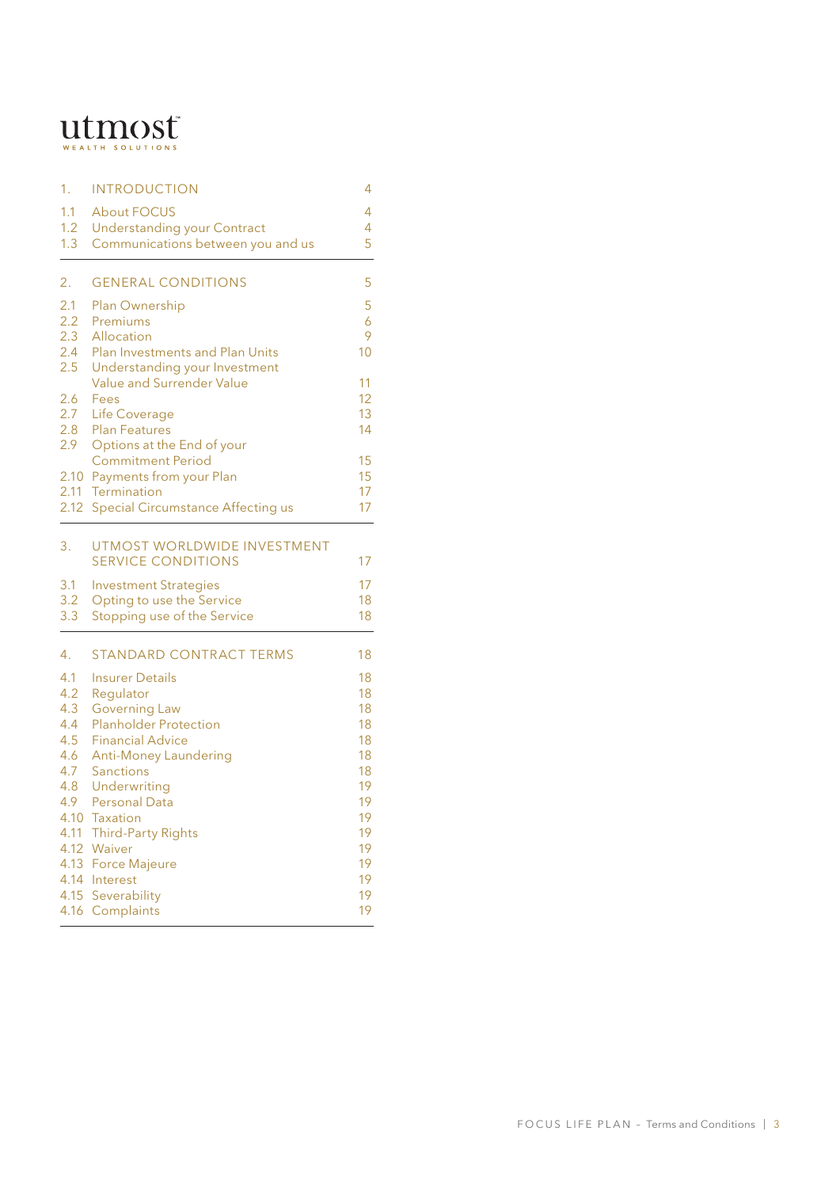utmost
WEALTH SOLUTIONS

| | | |
|---|---|---|
| 1. | INTRODUCTION | 4 |
| 1.1 | About FOCUS | 4 |
| 1.2 | Understanding your Contract | 4 |
| 1.3 | Communications between you and us | 5 |
| 2. | GENERAL CONDITIONS | 5 |
| 2.1 | Plan Ownership | 5 |
| 2.2 | Premiums | 6 |
| 2.3 | Allocation | 9 |
| 2.4 | Plan Investments and Plan Units | 10 |
| 2.5 | Understanding your Investment Value and Surrender Value | 11 |
| 2.6 | Fees | 12 |
| 2.7 | Life Coverage | 13 |
| 2.8 | Plan Features | 14 |
| 2.9 | Options at the End of your Commitment Period | 15 |
| 2.10 | Payments from your Plan | 15 |
| 2.11 | Termination | 17 |
| 2.12 | Special Circumstance Affecting us | 17 |
| 3. | UTMOST WORLDWIDE INVESTMENT SERVICE CONDITIONS | 17 |
| 3.1 | Investment Strategies | 17 |
| 3.2 | Opting to use the Service | 18 |
| 3.3 | Stopping use of the Service | 18 |
| 4. | STANDARD CONTRACT TERMS | 18 |
| 4.1 | Insurer Details | 18 |
| 4.2 | Regulator | 18 |
| 4.3 | Governing Law | 18 |
| 4.4 | Planholder Protection | 18 |
| 4.5 | Financial Advice | 18 |
| 4.6 | Anti-Money Laundering | 18 |
| 4.7 | Sanctions | 18 |
| 4.8 | Underwriting | 19 |
| 4.9 | Personal Data | 19 |
| 4.10 | Taxation | 19 |
| 4.11 | Third-Party Rights | 19 |
| 4.12 | Waiver | 19 |
| 4.13 | Force Majeure | 19 |
| 4.14 | Interest | 19 |
| 4.15 | Severability | 19 |
| 4.16 | Complaints | 19 |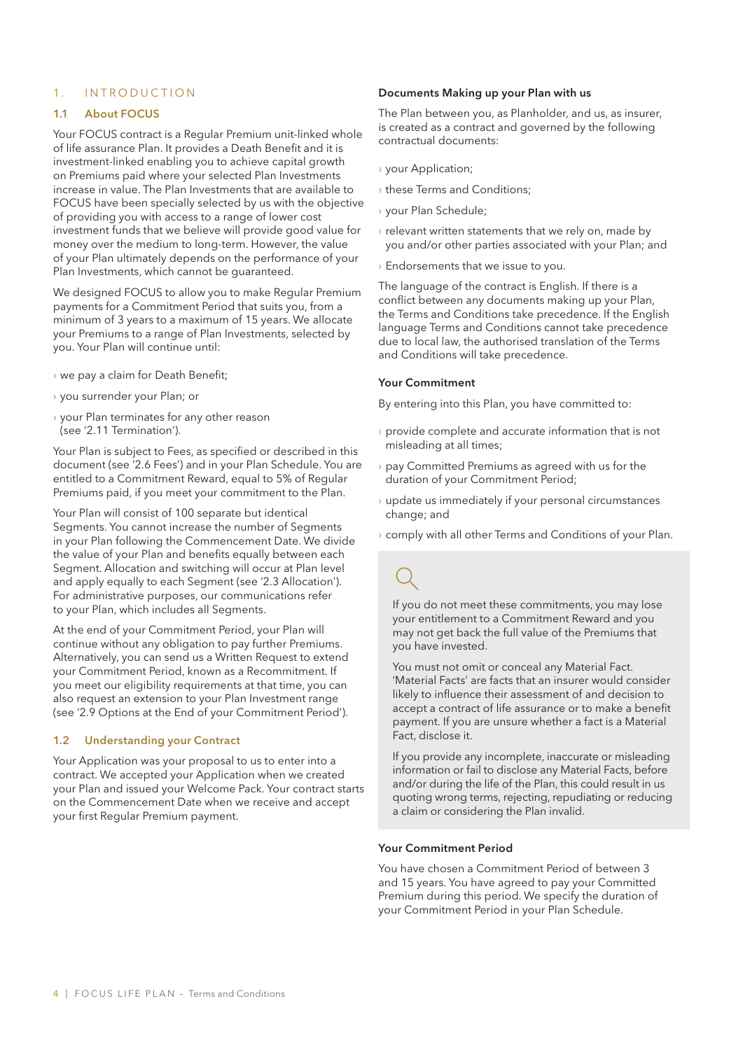# 1. INTRODUCTION

## 1.1 About FOCUS

Your FOCUS contract is a Regular Premium unit-linked whole of life assurance Plan. It provides a Death Benefit and it is investment-linked enabling you to achieve capital growth on Premiums paid where your selected Plan Investments increase in value. The Plan Investments that are available to FOCUS have been specially selected by us with the objective of providing you with access to a range of lower cost investment funds that we believe will provide good value for money over the medium to long-term. However, the value of your Plan ultimately depends on the performance of your Plan Investments, which cannot be guaranteed.

We designed FOCUS to allow you to make Regular Premium payments for a Commitment Period that suits you, from a minimum of 3 years to a maximum of 15 years. We allocate your Premiums to a range of Plan Investments, selected by you. Your Plan will continue until:

- we pay a claim for Death Benefit;
- you surrender your Plan; or
- your Plan terminates for any other reason (see '2.11 Termination').

Your Plan is subject to Fees, as specified or described in this document (see '2.6 Fees') and in your Plan Schedule. You are entitled to a Commitment Reward, equal to 5% of Regular Premiums paid, if you meet your commitment to the Plan.

Your Plan will consist of 100 separate but identical Segments. You cannot increase the number of Segments in your Plan following the Commencement Date. We divide the value of your Plan and benefits equally between each Segment. Allocation and switching will occur at Plan level and apply equally to each Segment (see '2.3 Allocation'). For administrative purposes, our communications refer to your Plan, which includes all Segments.

At the end of your Commitment Period, your Plan will continue without any obligation to pay further Premiums. Alternatively, you can send us a Written Request to extend your Commitment Period, known as a Recommitment. If you meet our eligibility requirements at that time, you can also request an extension to your Plan Investment range (see '2.9 Options at the End of your Commitment Period').

## 1.2 Understanding your Contract

Your Application was your proposal to us to enter into a contract. We accepted your Application when we created your Plan and issued your Welcome Pack. Your contract starts on the Commencement Date when we receive and accept your first Regular Premium payment.

### Documents Making up your Plan with us

The Plan between you, as Planholder, and us, as insurer, is created as a contract and governed by the following contractual documents:

- your Application;
- these Terms and Conditions;
- your Plan Schedule;
- relevant written statements that we rely on, made by you and/or other parties associated with your Plan; and
- Endorsements that we issue to you.

The language of the contract is English. If there is a conflict between any documents making up your Plan, the Terms and Conditions take precedence. If the English language Terms and Conditions cannot take precedence due to local law, the authorised translation of the Terms and Conditions will take precedence.

### Your Commitment

By entering into this Plan, you have committed to:

- provide complete and accurate information that is not misleading at all times;
- pay Committed Premiums as agreed with us for the duration of your Commitment Period;
- update us immediately if your personal circumstances change; and
- comply with all other Terms and Conditions of your Plan.

> If you do not meet these commitments, you may lose your entitlement to a Commitment Reward and you may not get back the full value of the Premiums that you have invested.
>
> You must not omit or conceal any Material Fact. 'Material Facts' are facts that an insurer would consider likely to influence their assessment of and decision to accept a contract of life assurance or to make a benefit payment. If you are unsure whether a fact is a Material Fact, disclose it.
>
> If you provide any incomplete, inaccurate or misleading information or fail to disclose any Material Facts, before and/or during the life of the Plan, this could result in us quoting wrong terms, rejecting, repudiating or reducing a claim or considering the Plan invalid.

### Your Commitment Period

You have chosen a Commitment Period of between 3 and 15 years. You have agreed to pay your Committed Premium during this period. We specify the duration of your Commitment Period in your Plan Schedule.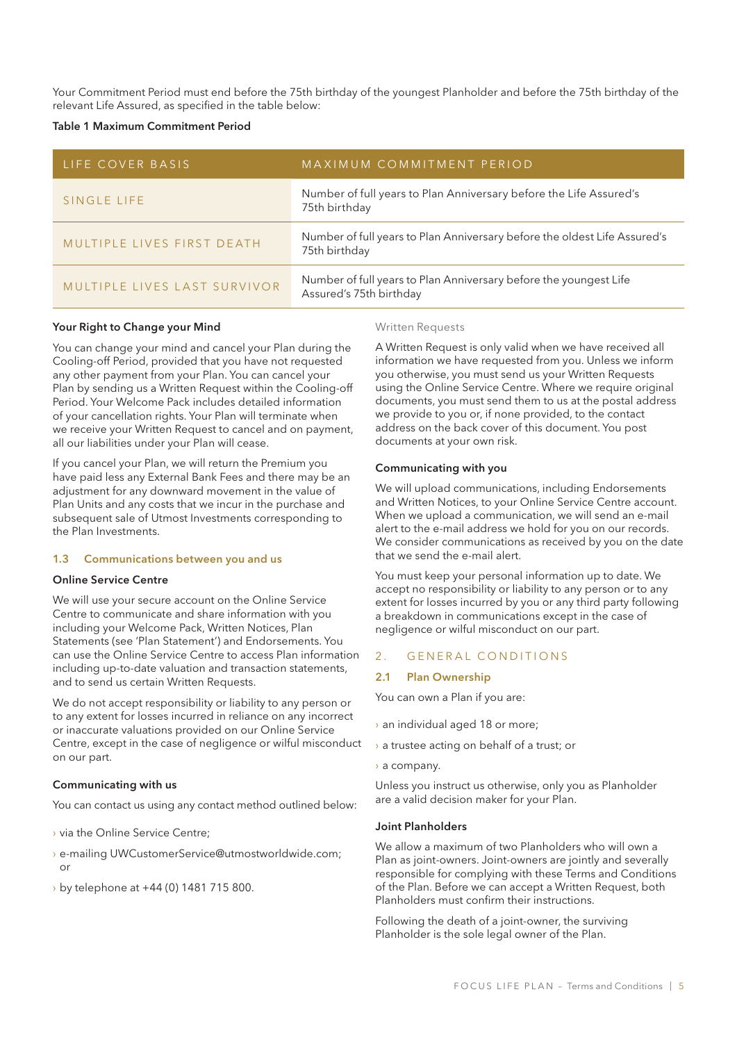Your Commitment Period must end before the 75th birthday of the youngest Planholder and before the 75th birthday of the relevant Life Assured, as specified in the table below:

**Table 1 Maximum Commitment Period**

| LIFE COVER BASIS | MAXIMUM COMMITMENT PERIOD |
|---|---|
| SINGLE LIFE | Number of full years to Plan Anniversary before the Life Assured's 75th birthday |
| MULTIPLE LIVES FIRST DEATH | Number of full years to Plan Anniversary before the oldest Life Assured's 75th birthday |
| MULTIPLE LIVES LAST SURVIVOR | Number of full years to Plan Anniversary before the youngest Life Assured's 75th birthday |

**Your Right to Change your Mind**

You can change your mind and cancel your Plan during the Cooling-off Period, provided that you have not requested any other payment from your Plan. You can cancel your Plan by sending us a Written Request within the Cooling-off Period. Your Welcome Pack includes detailed information of your cancellation rights. Your Plan will terminate when we receive your Written Request to cancel and on payment, all our liabilities under your Plan will cease.

If you cancel your Plan, we will return the Premium you have paid less any External Bank Fees and there may be an adjustment for any downward movement in the value of Plan Units and any costs that we incur in the purchase and subsequent sale of Utmost Investments corresponding to the Plan Investments.

### 1.3 Communications between you and us

**Online Service Centre**

We will use your secure account on the Online Service Centre to communicate and share information with you including your Welcome Pack, Written Notices, Plan Statements (see 'Plan Statement') and Endorsements. You can use the Online Service Centre to access Plan information including up-to-date valuation and transaction statements, and to send us certain Written Requests.

We do not accept responsibility or liability to any person or to any extent for losses incurred in reliance on any incorrect or inaccurate valuations provided on our Online Service Centre, except in the case of negligence or wilful misconduct on our part.

**Communicating with us**

You can contact us using any contact method outlined below:

- via the Online Service Centre;
- e-mailing UWCustomerService@utmostworldwide.com; or
- by telephone at +44 (0) 1481 715 800.

Written Requests

A Written Request is only valid when we have received all information we have requested from you. Unless we inform you otherwise, you must send us your Written Requests using the Online Service Centre. Where we require original documents, you must send them to us at the postal address we provide to you or, if none provided, to the contact address on the back cover of this document. You post documents at your own risk.

**Communicating with you**

We will upload communications, including Endorsements and Written Notices, to your Online Service Centre account. When we upload a communication, we will send an e-mail alert to the e-mail address we hold for you on our records. We consider communications as received by you on the date that we send the e-mail alert.

You must keep your personal information up to date. We accept no responsibility or liability to any person or to any extent for losses incurred by you or any third party following a breakdown in communications except in the case of negligence or wilful misconduct on our part.

## 2. GENERAL CONDITIONS

### 2.1 Plan Ownership

You can own a Plan if you are:

- an individual aged 18 or more;
- a trustee acting on behalf of a trust; or
- a company.

Unless you instruct us otherwise, only you as Planholder are a valid decision maker for your Plan.

**Joint Planholders**

We allow a maximum of two Planholders who will own a Plan as joint-owners. Joint-owners are jointly and severally responsible for complying with these Terms and Conditions of the Plan. Before we can accept a Written Request, both Planholders must confirm their instructions.

Following the death of a joint-owner, the surviving Planholder is the sole legal owner of the Plan.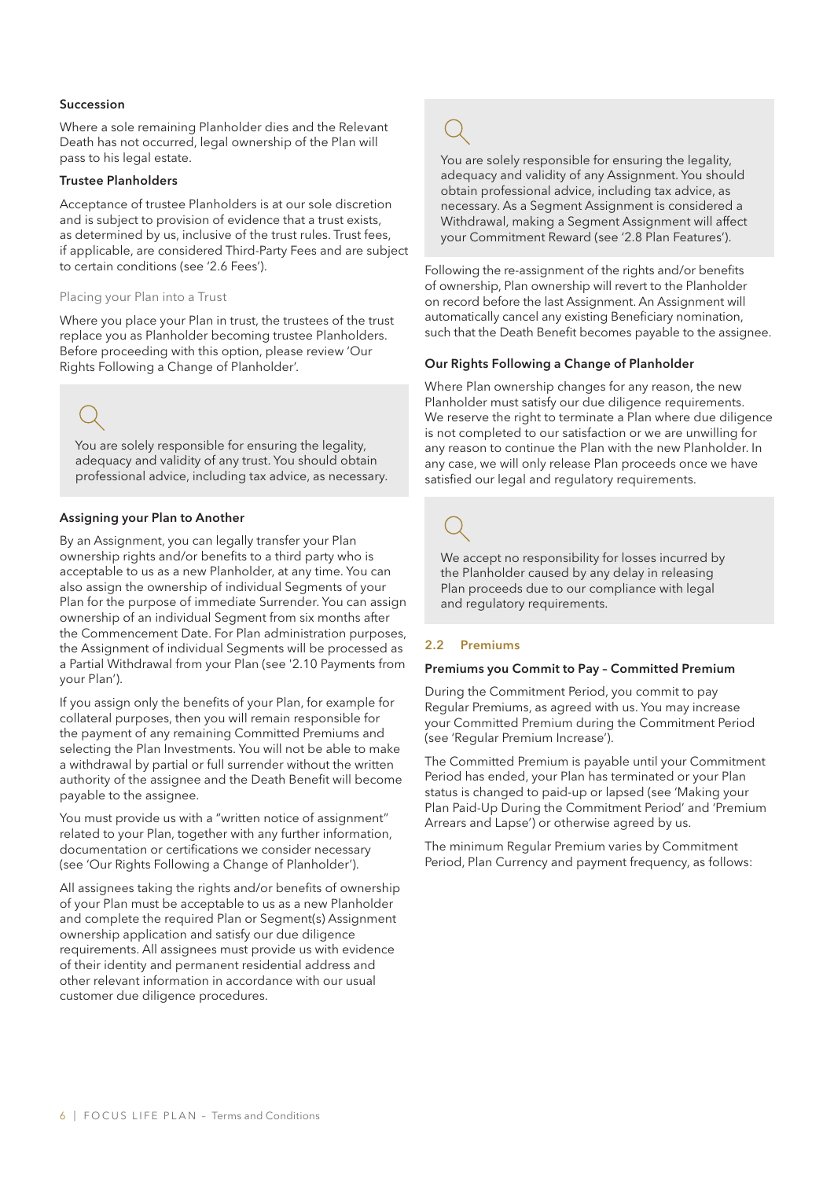#### Succession

Where a sole remaining Planholder dies and the Relevant Death has not occurred, legal ownership of the Plan will pass to his legal estate.

#### Trustee Planholders

Acceptance of trustee Planholders is at our sole discretion and is subject to provision of evidence that a trust exists, as determined by us, inclusive of the trust rules. Trust fees, if applicable, are considered Third-Party Fees and are subject to certain conditions (see '2.6 Fees').

Placing your Plan into a Trust

Where you place your Plan in trust, the trustees of the trust replace you as Planholder becoming trustee Planholders. Before proceeding with this option, please review 'Our Rights Following a Change of Planholder'.

> You are solely responsible for ensuring the legality, adequacy and validity of any trust. You should obtain professional advice, including tax advice, as necessary.

#### Assigning your Plan to Another

By an Assignment, you can legally transfer your Plan ownership rights and/or benefits to a third party who is acceptable to us as a new Planholder, at any time. You can also assign the ownership of individual Segments of your Plan for the purpose of immediate Surrender. You can assign ownership of an individual Segment from six months after the Commencement Date. For Plan administration purposes, the Assignment of individual Segments will be processed as a Partial Withdrawal from your Plan (see '2.10 Payments from your Plan').

If you assign only the benefits of your Plan, for example for collateral purposes, then you will remain responsible for the payment of any remaining Committed Premiums and selecting the Plan Investments. You will not be able to make a withdrawal by partial or full surrender without the written authority of the assignee and the Death Benefit will become payable to the assignee.

You must provide us with a "written notice of assignment" related to your Plan, together with any further information, documentation or certifications we consider necessary (see 'Our Rights Following a Change of Planholder').

All assignees taking the rights and/or benefits of ownership of your Plan must be acceptable to us as a new Planholder and complete the required Plan or Segment(s) Assignment ownership application and satisfy our due diligence requirements. All assignees must provide us with evidence of their identity and permanent residential address and other relevant information in accordance with our usual customer due diligence procedures.

> You are solely responsible for ensuring the legality, adequacy and validity of any Assignment. You should obtain professional advice, including tax advice, as necessary. As a Segment Assignment is considered a Withdrawal, making a Segment Assignment will affect your Commitment Reward (see '2.8 Plan Features').

Following the re-assignment of the rights and/or benefits of ownership, Plan ownership will revert to the Planholder on record before the last Assignment. An Assignment will automatically cancel any existing Beneficiary nomination, such that the Death Benefit becomes payable to the assignee.

#### Our Rights Following a Change of Planholder

Where Plan ownership changes for any reason, the new Planholder must satisfy our due diligence requirements. We reserve the right to terminate a Plan where due diligence is not completed to our satisfaction or we are unwilling for any reason to continue the Plan with the new Planholder. In any case, we will only release Plan proceeds once we have satisfied our legal and regulatory requirements.

> We accept no responsibility for losses incurred by the Planholder caused by any delay in releasing Plan proceeds due to our compliance with legal and regulatory requirements.

## 2.2 Premiums

#### Premiums you Commit to Pay – Committed Premium

During the Commitment Period, you commit to pay Regular Premiums, as agreed with us. You may increase your Committed Premium during the Commitment Period (see 'Regular Premium Increase').

The Committed Premium is payable until your Commitment Period has ended, your Plan has terminated or your Plan status is changed to paid-up or lapsed (see 'Making your Plan Paid-Up During the Commitment Period' and 'Premium Arrears and Lapse') or otherwise agreed by us.

The minimum Regular Premium varies by Commitment Period, Plan Currency and payment frequency, as follows: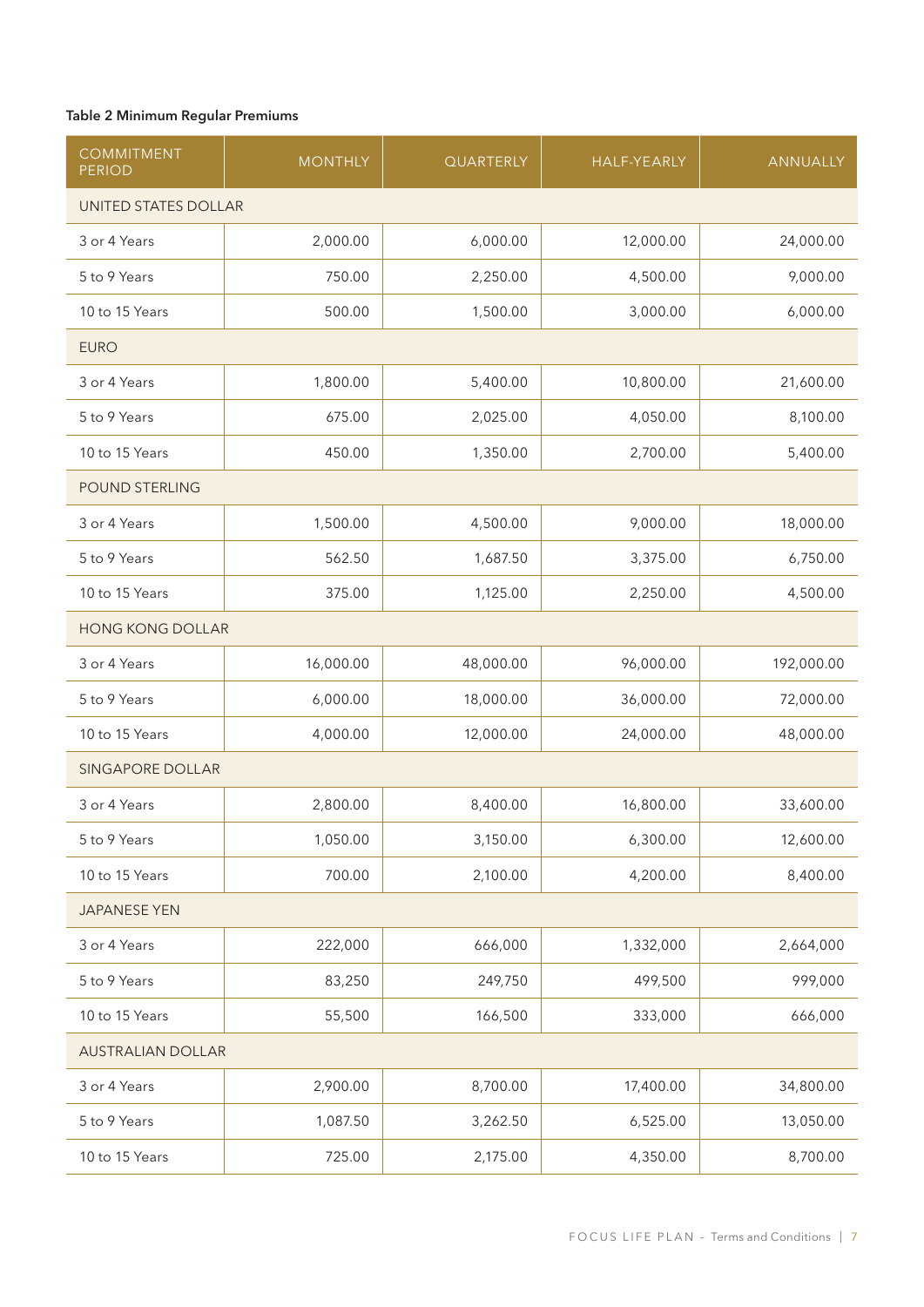**Table 2 Minimum Regular Premiums**

| COMMITMENT PERIOD | MONTHLY | QUARTERLY | HALF-YEARLY | ANNUALLY |
|---|---|---|---|---|
| UNITED STATES DOLLAR | | | | |
| 3 or 4 Years | 2,000.00 | 6,000.00 | 12,000.00 | 24,000.00 |
| 5 to 9 Years | 750.00 | 2,250.00 | 4,500.00 | 9,000.00 |
| 10 to 15 Years | 500.00 | 1,500.00 | 3,000.00 | 6,000.00 |
| EURO | | | | |
| 3 or 4 Years | 1,800.00 | 5,400.00 | 10,800.00 | 21,600.00 |
| 5 to 9 Years | 675.00 | 2,025.00 | 4,050.00 | 8,100.00 |
| 10 to 15 Years | 450.00 | 1,350.00 | 2,700.00 | 5,400.00 |
| POUND STERLING | | | | |
| 3 or 4 Years | 1,500.00 | 4,500.00 | 9,000.00 | 18,000.00 |
| 5 to 9 Years | 562.50 | 1,687.50 | 3,375.00 | 6,750.00 |
| 10 to 15 Years | 375.00 | 1,125.00 | 2,250.00 | 4,500.00 |
| HONG KONG DOLLAR | | | | |
| 3 or 4 Years | 16,000.00 | 48,000.00 | 96,000.00 | 192,000.00 |
| 5 to 9 Years | 6,000.00 | 18,000.00 | 36,000.00 | 72,000.00 |
| 10 to 15 Years | 4,000.00 | 12,000.00 | 24,000.00 | 48,000.00 |
| SINGAPORE DOLLAR | | | | |
| 3 or 4 Years | 2,800.00 | 8,400.00 | 16,800.00 | 33,600.00 |
| 5 to 9 Years | 1,050.00 | 3,150.00 | 6,300.00 | 12,600.00 |
| 10 to 15 Years | 700.00 | 2,100.00 | 4,200.00 | 8,400.00 |
| JAPANESE YEN | | | | |
| 3 or 4 Years | 222,000 | 666,000 | 1,332,000 | 2,664,000 |
| 5 to 9 Years | 83,250 | 249,750 | 499,500 | 999,000 |
| 10 to 15 Years | 55,500 | 166,500 | 333,000 | 666,000 |
| AUSTRALIAN DOLLAR | | | | |
| 3 or 4 Years | 2,900.00 | 8,700.00 | 17,400.00 | 34,800.00 |
| 5 to 9 Years | 1,087.50 | 3,262.50 | 6,525.00 | 13,050.00 |
| 10 to 15 Years | 725.00 | 2,175.00 | 4,350.00 | 8,700.00 |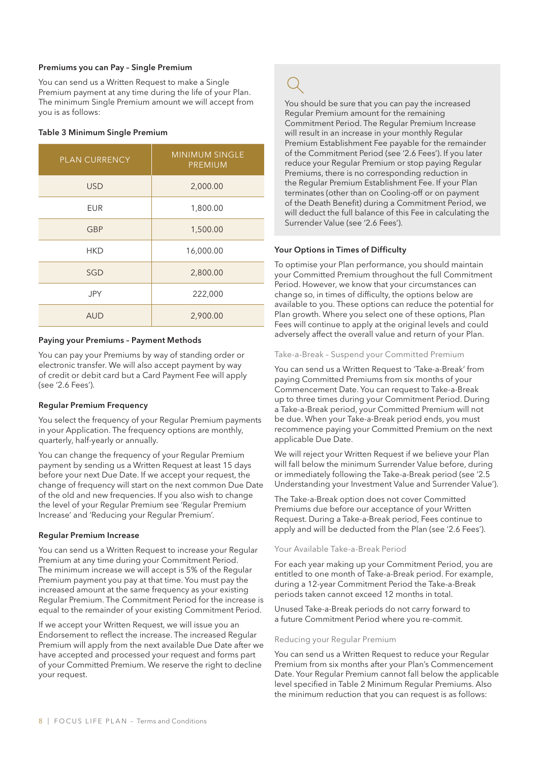### Premiums you can Pay – Single Premium

You can send us a Written Request to make a Single Premium payment at any time during the life of your Plan. The minimum Single Premium amount we will accept from you is as follows:

**Table 3 Minimum Single Premium**

| PLAN CURRENCY | MINIMUM SINGLE PREMIUM |
|---|---|
| USD | 2,000.00 |
| EUR | 1,800.00 |
| GBP | 1,500.00 |
| HKD | 16,000.00 |
| SGD | 2,800.00 |
| JPY | 222,000 |
| AUD | 2,900.00 |

### Paying your Premiums – Payment Methods

You can pay your Premiums by way of standing order or electronic transfer. We will also accept payment by way of credit or debit card but a Card Payment Fee will apply (see '2.6 Fees').

### Regular Premium Frequency

You select the frequency of your Regular Premium payments in your Application. The frequency options are monthly, quarterly, half-yearly or annually.

You can change the frequency of your Regular Premium payment by sending us a Written Request at least 15 days before your next Due Date. If we accept your request, the change of frequency will start on the next common Due Date of the old and new frequencies. If you also wish to change the level of your Regular Premium see 'Regular Premium Increase' and 'Reducing your Regular Premium'.

### Regular Premium Increase

You can send us a Written Request to increase your Regular Premium at any time during your Commitment Period. The minimum increase we will accept is 5% of the Regular Premium payment you pay at that time. You must pay the increased amount at the same frequency as your existing Regular Premium. The Commitment Period for the increase is equal to the remainder of your existing Commitment Period.

If we accept your Written Request, we will issue you an Endorsement to reflect the increase. The increased Regular Premium will apply from the next available Due Date after we have accepted and processed your request and forms part of your Committed Premium. We reserve the right to decline your request.

> You should be sure that you can pay the increased Regular Premium amount for the remaining Commitment Period. The Regular Premium Increase will result in an increase in your monthly Regular Premium Establishment Fee payable for the remainder of the Commitment Period (see '2.6 Fees'). If you later reduce your Regular Premium or stop paying Regular Premiums, there is no corresponding reduction in the Regular Premium Establishment Fee. If your Plan terminates (other than on Cooling-off or on payment of the Death Benefit) during a Commitment Period, we will deduct the full balance of this Fee in calculating the Surrender Value (see '2.6 Fees').

### Your Options in Times of Difficulty

To optimise your Plan performance, you should maintain your Committed Premium throughout the full Commitment Period. However, we know that your circumstances can change so, in times of difficulty, the options below are available to you. These options can reduce the potential for Plan growth. Where you select one of these options, Plan Fees will continue to apply at the original levels and could adversely affect the overall value and return of your Plan.

#### Take-a-Break – Suspend your Committed Premium

You can send us a Written Request to 'Take-a-Break' from paying Committed Premiums from six months of your Commencement Date. You can request to Take-a-Break up to three times during your Commitment Period. During a Take-a-Break period, your Committed Premium will not be due. When your Take-a-Break period ends, you must recommence paying your Committed Premium on the next applicable Due Date.

We will reject your Written Request if we believe your Plan will fall below the minimum Surrender Value before, during or immediately following the Take-a-Break period (see '2.5 Understanding your Investment Value and Surrender Value').

The Take-a-Break option does not cover Committed Premiums due before our acceptance of your Written Request. During a Take-a-Break period, Fees continue to apply and will be deducted from the Plan (see '2.6 Fees').

#### Your Available Take-a-Break Period

For each year making up your Commitment Period, you are entitled to one month of Take-a-Break period. For example, during a 12-year Commitment Period the Take-a-Break periods taken cannot exceed 12 months in total.

Unused Take-a-Break periods do not carry forward to a future Commitment Period where you re-commit.

#### Reducing your Regular Premium

You can send us a Written Request to reduce your Regular Premium from six months after your Plan's Commencement Date. Your Regular Premium cannot fall below the applicable level specified in Table 2 Minimum Regular Premiums. Also the minimum reduction that you can request is as follows: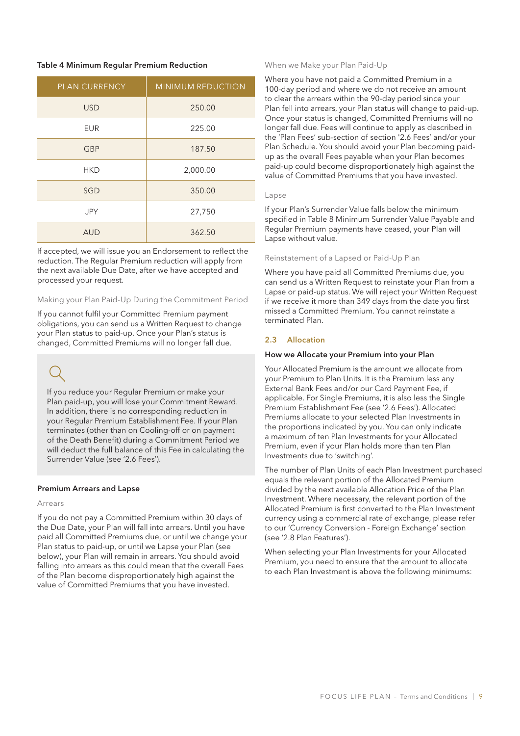**Table 4 Minimum Regular Premium Reduction**

| PLAN CURRENCY | MINIMUM REDUCTION |
|---|---|
| USD | 250.00 |
| EUR | 225.00 |
| GBP | 187.50 |
| HKD | 2,000.00 |
| SGD | 350.00 |
| JPY | 27,750 |
| AUD | 362.50 |

If accepted, we will issue you an Endorsement to reflect the reduction. The Regular Premium reduction will apply from the next available Due Date, after we have accepted and processed your request.

Making your Plan Paid-Up During the Commitment Period

If you cannot fulfil your Committed Premium payment obligations, you can send us a Written Request to change your Plan status to paid-up. Once your Plan's status is changed, Committed Premiums will no longer fall due.

If you reduce your Regular Premium or make your Plan paid-up, you will lose your Commitment Reward. In addition, there is no corresponding reduction in your Regular Premium Establishment Fee. If your Plan terminates (other than on Cooling-off or on payment of the Death Benefit) during a Commitment Period we will deduct the full balance of this Fee in calculating the Surrender Value (see '2.6 Fees').

**Premium Arrears and Lapse**

Arrears

If you do not pay a Committed Premium within 30 days of the Due Date, your Plan will fall into arrears. Until you have paid all Committed Premiums due, or until we change your Plan status to paid-up, or until we Lapse your Plan (see below), your Plan will remain in arrears. You should avoid falling into arrears as this could mean that the overall Fees of the Plan become disproportionately high against the value of Committed Premiums that you have invested.

When we Make your Plan Paid-Up

Where you have not paid a Committed Premium in a 100-day period and where we do not receive an amount to clear the arrears within the 90-day period since your Plan fell into arrears, your Plan status will change to paid-up. Once your status is changed, Committed Premiums will no longer fall due. Fees will continue to apply as described in the 'Plan Fees' sub-section of section '2.6 Fees' and/or your Plan Schedule. You should avoid your Plan becoming paid-up as the overall Fees payable when your Plan becomes paid-up could become disproportionately high against the value of Committed Premiums that you have invested.

Lapse

If your Plan's Surrender Value falls below the minimum specified in Table 8 Minimum Surrender Value Payable and Regular Premium payments have ceased, your Plan will Lapse without value.

Reinstatement of a Lapsed or Paid-Up Plan

Where you have paid all Committed Premiums due, you can send us a Written Request to reinstate your Plan from a Lapse or paid-up status. We will reject your Written Request if we receive it more than 349 days from the date you first missed a Committed Premium. You cannot reinstate a terminated Plan.

## 2.3 Allocation

**How we Allocate your Premium into your Plan**

Your Allocated Premium is the amount we allocate from your Premium to Plan Units. It is the Premium less any External Bank Fees and/or our Card Payment Fee, if applicable. For Single Premiums, it is also less the Single Premium Establishment Fee (see '2.6 Fees'). Allocated Premiums allocate to your selected Plan Investments in the proportions indicated by you. You can only indicate a maximum of ten Plan Investments for your Allocated Premium, even if your Plan holds more than ten Plan Investments due to 'switching'.

The number of Plan Units of each Plan Investment purchased equals the relevant portion of the Allocated Premium divided by the next available Allocation Price of the Plan Investment. Where necessary, the relevant portion of the Allocated Premium is first converted to the Plan Investment currency using a commercial rate of exchange, please refer to our 'Currency Conversion - Foreign Exchange' section (see '2.8 Plan Features').

When selecting your Plan Investments for your Allocated Premium, you need to ensure that the amount to allocate to each Plan Investment is above the following minimums: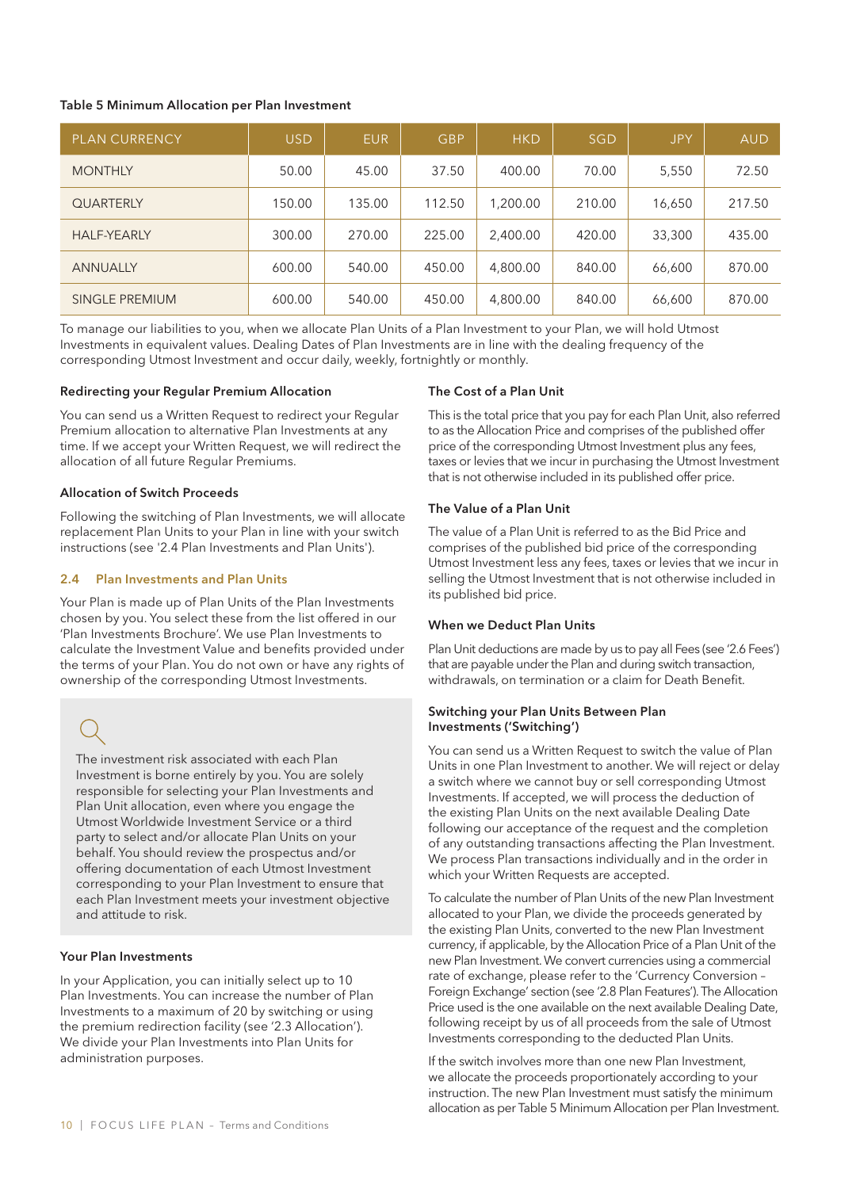**Table 5 Minimum Allocation per Plan Investment**

| PLAN CURRENCY | USD | EUR | GBP | HKD | SGD | JPY | AUD |
|---|---|---|---|---|---|---|---|
| MONTHLY | 50.00 | 45.00 | 37.50 | 400.00 | 70.00 | 5,550 | 72.50 |
| QUARTERLY | 150.00 | 135.00 | 112.50 | 1,200.00 | 210.00 | 16,650 | 217.50 |
| HALF-YEARLY | 300.00 | 270.00 | 225.00 | 2,400.00 | 420.00 | 33,300 | 435.00 |
| ANNUALLY | 600.00 | 540.00 | 450.00 | 4,800.00 | 840.00 | 66,600 | 870.00 |
| SINGLE PREMIUM | 600.00 | 540.00 | 450.00 | 4,800.00 | 840.00 | 66,600 | 870.00 |

To manage our liabilities to you, when we allocate Plan Units of a Plan Investment to your Plan, we will hold Utmost Investments in equivalent values. Dealing Dates of Plan Investments are in line with the dealing frequency of the corresponding Utmost Investment and occur daily, weekly, fortnightly or monthly.

#### Redirecting your Regular Premium Allocation

You can send us a Written Request to redirect your Regular Premium allocation to alternative Plan Investments at any time. If we accept your Written Request, we will redirect the allocation of all future Regular Premiums.

#### Allocation of Switch Proceeds

Following the switching of Plan Investments, we will allocate replacement Plan Units to your Plan in line with your switch instructions (see '2.4 Plan Investments and Plan Units').

### 2.4 Plan Investments and Plan Units

Your Plan is made up of Plan Units of the Plan Investments chosen by you. You select these from the list offered in our 'Plan Investments Brochure'. We use Plan Investments to calculate the Investment Value and benefits provided under the terms of your Plan. You do not own or have any rights of ownership of the corresponding Utmost Investments.

The investment risk associated with each Plan Investment is borne entirely by you. You are solely responsible for selecting your Plan Investments and Plan Unit allocation, even where you engage the Utmost Worldwide Investment Service or a third party to select and/or allocate Plan Units on your behalf. You should review the prospectus and/or offering documentation of each Utmost Investment corresponding to your Plan Investment to ensure that each Plan Investment meets your investment objective and attitude to risk.

#### Your Plan Investments

In your Application, you can initially select up to 10 Plan Investments. You can increase the number of Plan Investments to a maximum of 20 by switching or using the premium redirection facility (see '2.3 Allocation'). We divide your Plan Investments into Plan Units for administration purposes.

#### The Cost of a Plan Unit

This is the total price that you pay for each Plan Unit, also referred to as the Allocation Price and comprises of the published offer price of the corresponding Utmost Investment plus any fees, taxes or levies that we incur in purchasing the Utmost Investment that is not otherwise included in its published offer price.

#### The Value of a Plan Unit

The value of a Plan Unit is referred to as the Bid Price and comprises of the published bid price of the corresponding Utmost Investment less any fees, taxes or levies that we incur in selling the Utmost Investment that is not otherwise included in its published bid price.

#### When we Deduct Plan Units

Plan Unit deductions are made by us to pay all Fees (see '2.6 Fees') that are payable under the Plan and during switch transaction, withdrawals, on termination or a claim for Death Benefit.

#### Switching your Plan Units Between Plan Investments ('Switching')

You can send us a Written Request to switch the value of Plan Units in one Plan Investment to another. We will reject or delay a switch where we cannot buy or sell corresponding Utmost Investments. If accepted, we will process the deduction of the existing Plan Units on the next available Dealing Date following our acceptance of the request and the completion of any outstanding transactions affecting the Plan Investment. We process Plan transactions individually and in the order in which your Written Requests are accepted.

To calculate the number of Plan Units of the new Plan Investment allocated to your Plan, we divide the proceeds generated by the existing Plan Units, converted to the new Plan Investment currency, if applicable, by the Allocation Price of a Plan Unit of the new Plan Investment. We convert currencies using a commercial rate of exchange, please refer to the 'Currency Conversion – Foreign Exchange' section (see '2.8 Plan Features'). The Allocation Price used is the one available on the next available Dealing Date, following receipt by us of all proceeds from the sale of Utmost Investments corresponding to the deducted Plan Units.

If the switch involves more than one new Plan Investment, we allocate the proceeds proportionately according to your instruction. The new Plan Investment must satisfy the minimum allocation as per Table 5 Minimum Allocation per Plan Investment.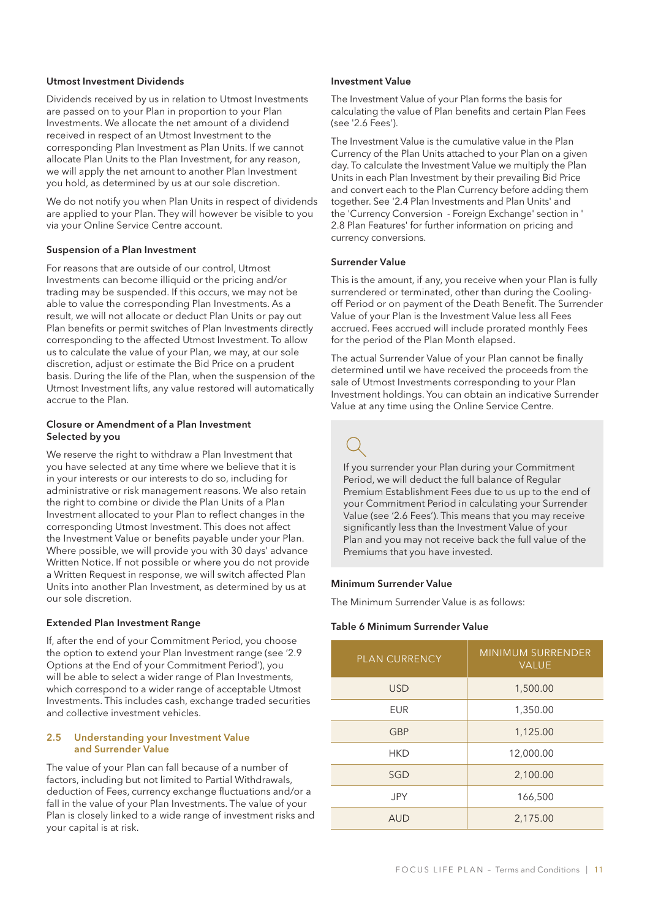### Utmost Investment Dividends

Dividends received by us in relation to Utmost Investments are passed on to your Plan in proportion to your Plan Investments. We allocate the net amount of a dividend received in respect of an Utmost Investment to the corresponding Plan Investment as Plan Units. If we cannot allocate Plan Units to the Plan Investment, for any reason, we will apply the net amount to another Plan Investment you hold, as determined by us at our sole discretion.

We do not notify you when Plan Units in respect of dividends are applied to your Plan. They will however be visible to you via your Online Service Centre account.

### Suspension of a Plan Investment

For reasons that are outside of our control, Utmost Investments can become illiquid or the pricing and/or trading may be suspended. If this occurs, we may not be able to value the corresponding Plan Investments. As a result, we will not allocate or deduct Plan Units or pay out Plan benefits or permit switches of Plan Investments directly corresponding to the affected Utmost Investment. To allow us to calculate the value of your Plan, we may, at our sole discretion, adjust or estimate the Bid Price on a prudent basis. During the life of the Plan, when the suspension of the Utmost Investment lifts, any value restored will automatically accrue to the Plan.

### Closure or Amendment of a Plan Investment Selected by you

We reserve the right to withdraw a Plan Investment that you have selected at any time where we believe that it is in your interests or our interests to do so, including for administrative or risk management reasons. We also retain the right to combine or divide the Plan Units of a Plan Investment allocated to your Plan to reflect changes in the corresponding Utmost Investment. This does not affect the Investment Value or benefits payable under your Plan. Where possible, we will provide you with 30 days' advance Written Notice. If not possible or where you do not provide a Written Request in response, we will switch affected Plan Units into another Plan Investment, as determined by us at our sole discretion.

### Extended Plan Investment Range

If, after the end of your Commitment Period, you choose the option to extend your Plan Investment range (see '2.9 Options at the End of your Commitment Period'), you will be able to select a wider range of Plan Investments, which correspond to a wider range of acceptable Utmost Investments. This includes cash, exchange traded securities and collective investment vehicles.

## 2.5 Understanding your Investment Value and Surrender Value

The value of your Plan can fall because of a number of factors, including but not limited to Partial Withdrawals, deduction of Fees, currency exchange fluctuations and/or a fall in the value of your Plan Investments. The value of your Plan is closely linked to a wide range of investment risks and your capital is at risk.

### Investment Value

The Investment Value of your Plan forms the basis for calculating the value of Plan benefits and certain Plan Fees (see '2.6 Fees').

The Investment Value is the cumulative value in the Plan Currency of the Plan Units attached to your Plan on a given day. To calculate the Investment Value we multiply the Plan Units in each Plan Investment by their prevailing Bid Price and convert each to the Plan Currency before adding them together. See '2.4 Plan Investments and Plan Units' and the 'Currency Conversion - Foreign Exchange' section in '2.8 Plan Features' for further information on pricing and currency conversions.

### Surrender Value

This is the amount, if any, you receive when your Plan is fully surrendered or terminated, other than during the Cooling-off Period or on payment of the Death Benefit. The Surrender Value of your Plan is the Investment Value less all Fees accrued. Fees accrued will include prorated monthly Fees for the period of the Plan Month elapsed.

The actual Surrender Value of your Plan cannot be finally determined until we have received the proceeds from the sale of Utmost Investments corresponding to your Plan Investment holdings. You can obtain an indicative Surrender Value at any time using the Online Service Centre.

If you surrender your Plan during your Commitment Period, we will deduct the full balance of Regular Premium Establishment Fees due to us up to the end of your Commitment Period in calculating your Surrender Value (see '2.6 Fees'). This means that you may receive significantly less than the Investment Value of your Plan and you may not receive back the full value of the Premiums that you have invested.

### Minimum Surrender Value

The Minimum Surrender Value is as follows:

**Table 6 Minimum Surrender Value**

| PLAN CURRENCY | MINIMUM SURRENDER VALUE |
|---|---|
| USD | 1,500.00 |
| EUR | 1,350.00 |
| GBP | 1,125.00 |
| HKD | 12,000.00 |
| SGD | 2,100.00 |
| JPY | 166,500 |
| AUD | 2,175.00 |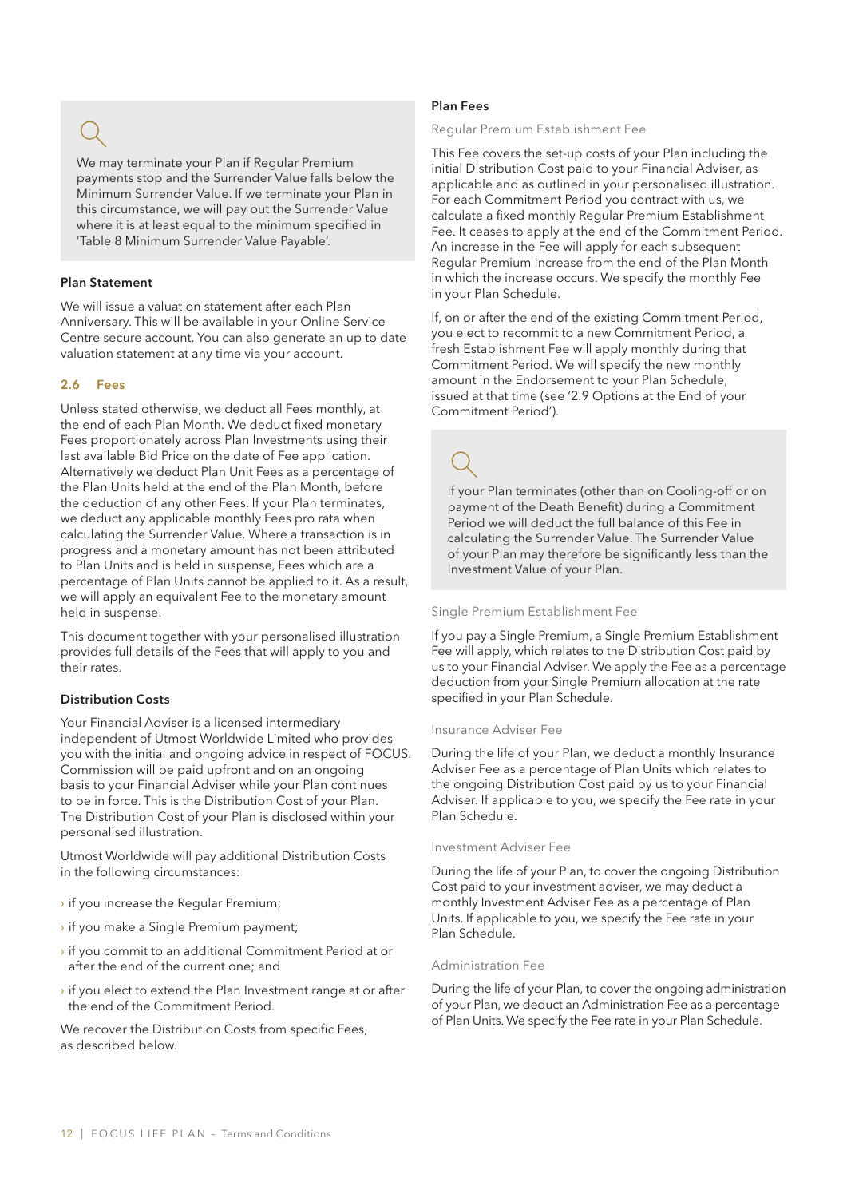We may terminate your Plan if Regular Premium payments stop and the Surrender Value falls below the Minimum Surrender Value. If we terminate your Plan in this circumstance, we will pay out the Surrender Value where it is at least equal to the minimum specified in 'Table 8 Minimum Surrender Value Payable'.

**Plan Statement**

We will issue a valuation statement after each Plan Anniversary. This will be available in your Online Service Centre secure account. You can also generate an up to date valuation statement at any time via your account.

## 2.6 Fees

Unless stated otherwise, we deduct all Fees monthly, at the end of each Plan Month. We deduct fixed monetary Fees proportionately across Plan Investments using their last available Bid Price on the date of Fee application. Alternatively we deduct Plan Unit Fees as a percentage of the Plan Units held at the end of the Plan Month, before the deduction of any other Fees. If your Plan terminates, we deduct any applicable monthly Fees pro rata when calculating the Surrender Value. Where a transaction is in progress and a monetary amount has not been attributed to Plan Units and is held in suspense, Fees which are a percentage of Plan Units cannot be applied to it. As a result, we will apply an equivalent Fee to the monetary amount held in suspense.

This document together with your personalised illustration provides full details of the Fees that will apply to you and their rates.

**Distribution Costs**

Your Financial Adviser is a licensed intermediary independent of Utmost Worldwide Limited who provides you with the initial and ongoing advice in respect of FOCUS. Commission will be paid upfront and on an ongoing basis to your Financial Adviser while your Plan continues to be in force. This is the Distribution Cost of your Plan. The Distribution Cost of your Plan is disclosed within your personalised illustration.

Utmost Worldwide will pay additional Distribution Costs in the following circumstances:

- if you increase the Regular Premium;
- if you make a Single Premium payment;
- if you commit to an additional Commitment Period at or after the end of the current one; and
- if you elect to extend the Plan Investment range at or after the end of the Commitment Period.

We recover the Distribution Costs from specific Fees, as described below.

**Plan Fees**

Regular Premium Establishment Fee

This Fee covers the set-up costs of your Plan including the initial Distribution Cost paid to your Financial Adviser, as applicable and as outlined in your personalised illustration. For each Commitment Period you contract with us, we calculate a fixed monthly Regular Premium Establishment Fee. It ceases to apply at the end of the Commitment Period. An increase in the Fee will apply for each subsequent Regular Premium Increase from the end of the Plan Month in which the increase occurs. We specify the monthly Fee in your Plan Schedule.

If, on or after the end of the existing Commitment Period, you elect to recommit to a new Commitment Period, a fresh Establishment Fee will apply monthly during that Commitment Period. We will specify the new monthly amount in the Endorsement to your Plan Schedule, issued at that time (see '2.9 Options at the End of your Commitment Period').

If your Plan terminates (other than on Cooling-off or on payment of the Death Benefit) during a Commitment Period we will deduct the full balance of this Fee in calculating the Surrender Value. The Surrender Value of your Plan may therefore be significantly less than the Investment Value of your Plan.

Single Premium Establishment Fee

If you pay a Single Premium, a Single Premium Establishment Fee will apply, which relates to the Distribution Cost paid by us to your Financial Adviser. We apply the Fee as a percentage deduction from your Single Premium allocation at the rate specified in your Plan Schedule.

Insurance Adviser Fee

During the life of your Plan, we deduct a monthly Insurance Adviser Fee as a percentage of Plan Units which relates to the ongoing Distribution Cost paid by us to your Financial Adviser. If applicable to you, we specify the Fee rate in your Plan Schedule.

Investment Adviser Fee

During the life of your Plan, to cover the ongoing Distribution Cost paid to your investment adviser, we may deduct a monthly Investment Adviser Fee as a percentage of Plan Units. If applicable to you, we specify the Fee rate in your Plan Schedule.

Administration Fee

During the life of your Plan, to cover the ongoing administration of your Plan, we deduct an Administration Fee as a percentage of Plan Units. We specify the Fee rate in your Plan Schedule.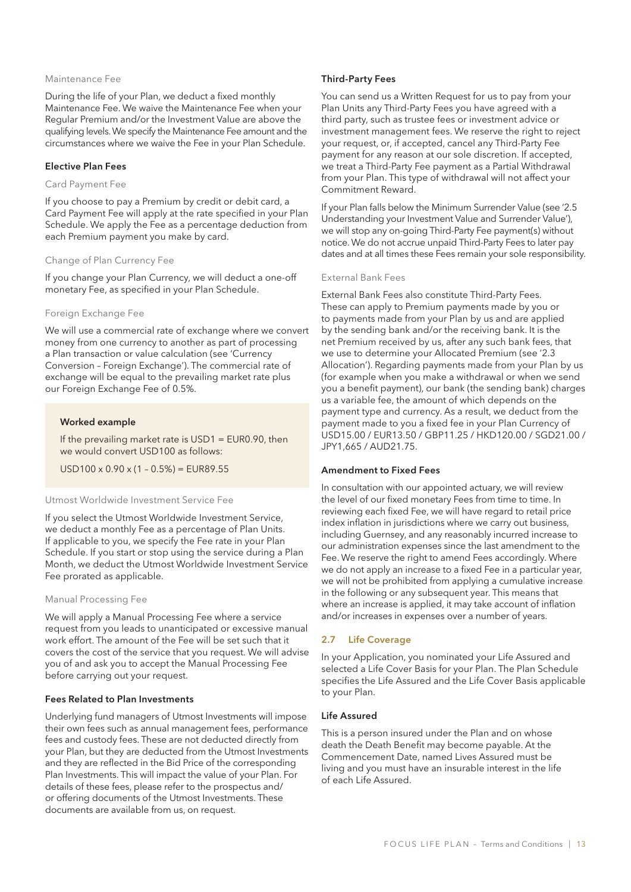#### Maintenance Fee

During the life of your Plan, we deduct a fixed monthly Maintenance Fee. We waive the Maintenance Fee when your Regular Premium and/or the Investment Value are above the qualifying levels. We specify the Maintenance Fee amount and the circumstances where we waive the Fee in your Plan Schedule.

### Elective Plan Fees

#### Card Payment Fee

If you choose to pay a Premium by credit or debit card, a Card Payment Fee will apply at the rate specified in your Plan Schedule. We apply the Fee as a percentage deduction from each Premium payment you make by card.

#### Change of Plan Currency Fee

If you change your Plan Currency, we will deduct a one-off monetary Fee, as specified in your Plan Schedule.

#### Foreign Exchange Fee

We will use a commercial rate of exchange where we convert money from one currency to another as part of processing a Plan transaction or value calculation (see 'Currency Conversion – Foreign Exchange'). The commercial rate of exchange will be equal to the prevailing market rate plus our Foreign Exchange Fee of 0.5%.

**Worked example**

If the prevailing market rate is USD1 = EUR0.90, then we would convert USD100 as follows:

USD100 x 0.90 x (1 – 0.5%) = EUR89.55

#### Utmost Worldwide Investment Service Fee

If you select the Utmost Worldwide Investment Service, we deduct a monthly Fee as a percentage of Plan Units. If applicable to you, we specify the Fee rate in your Plan Schedule. If you start or stop using the service during a Plan Month, we deduct the Utmost Worldwide Investment Service Fee prorated as applicable.

#### Manual Processing Fee

We will apply a Manual Processing Fee where a service request from you leads to unanticipated or excessive manual work effort. The amount of the Fee will be set such that it covers the cost of the service that you request. We will advise you of and ask you to accept the Manual Processing Fee before carrying out your request.

### Fees Related to Plan Investments

Underlying fund managers of Utmost Investments will impose their own fees such as annual management fees, performance fees and custody fees. These are not deducted directly from your Plan, but they are deducted from the Utmost Investments and they are reflected in the Bid Price of the corresponding Plan Investments. This will impact the value of your Plan. For details of these fees, please refer to the prospectus and/or offering documents of the Utmost Investments. These documents are available from us, on request.

### Third-Party Fees

You can send us a Written Request for us to pay from your Plan Units any Third-Party Fees you have agreed with a third party, such as trustee fees or investment advice or investment management fees. We reserve the right to reject your request, or, if accepted, cancel any Third-Party Fee payment for any reason at our sole discretion. If accepted, we treat a Third-Party Fee payment as a Partial Withdrawal from your Plan. This type of withdrawal will not affect your Commitment Reward.

If your Plan falls below the Minimum Surrender Value (see '2.5 Understanding your Investment Value and Surrender Value'), we will stop any on-going Third-Party Fee payment(s) without notice. We do not accrue unpaid Third-Party Fees to later pay dates and at all times these Fees remain your sole responsibility.

#### External Bank Fees

External Bank Fees also constitute Third-Party Fees. These can apply to Premium payments made by you or to payments made from your Plan by us and are applied by the sending bank and/or the receiving bank. It is the net Premium received by us, after any such bank fees, that we use to determine your Allocated Premium (see '2.3 Allocation'). Regarding payments made from your Plan by us (for example when you make a withdrawal or when we send you a benefit payment), our bank (the sending bank) charges us a variable fee, the amount of which depends on the payment type and currency. As a result, we deduct from the payment made to you a fixed fee in your Plan Currency of USD15.00 / EUR13.50 / GBP11.25 / HKD120.00 / SGD21.00 / JPY1,665 / AUD21.75.

### Amendment to Fixed Fees

In consultation with our appointed actuary, we will review the level of our fixed monetary Fees from time to time. In reviewing each fixed Fee, we will have regard to retail price index inflation in jurisdictions where we carry out business, including Guernsey, and any reasonably incurred increase to our administration expenses since the last amendment to the Fee. We reserve the right to amend Fees accordingly. Where we do not apply an increase to a fixed Fee in a particular year, we will not be prohibited from applying a cumulative increase in the following or any subsequent year. This means that where an increase is applied, it may take account of inflation and/or increases in expenses over a number of years.

## 2.7 Life Coverage

In your Application, you nominated your Life Assured and selected a Life Cover Basis for your Plan. The Plan Schedule specifies the Life Assured and the Life Cover Basis applicable to your Plan.

### Life Assured

This is a person insured under the Plan and on whose death the Death Benefit may become payable. At the Commencement Date, named Lives Assured must be living and you must have an insurable interest in the life of each Life Assured.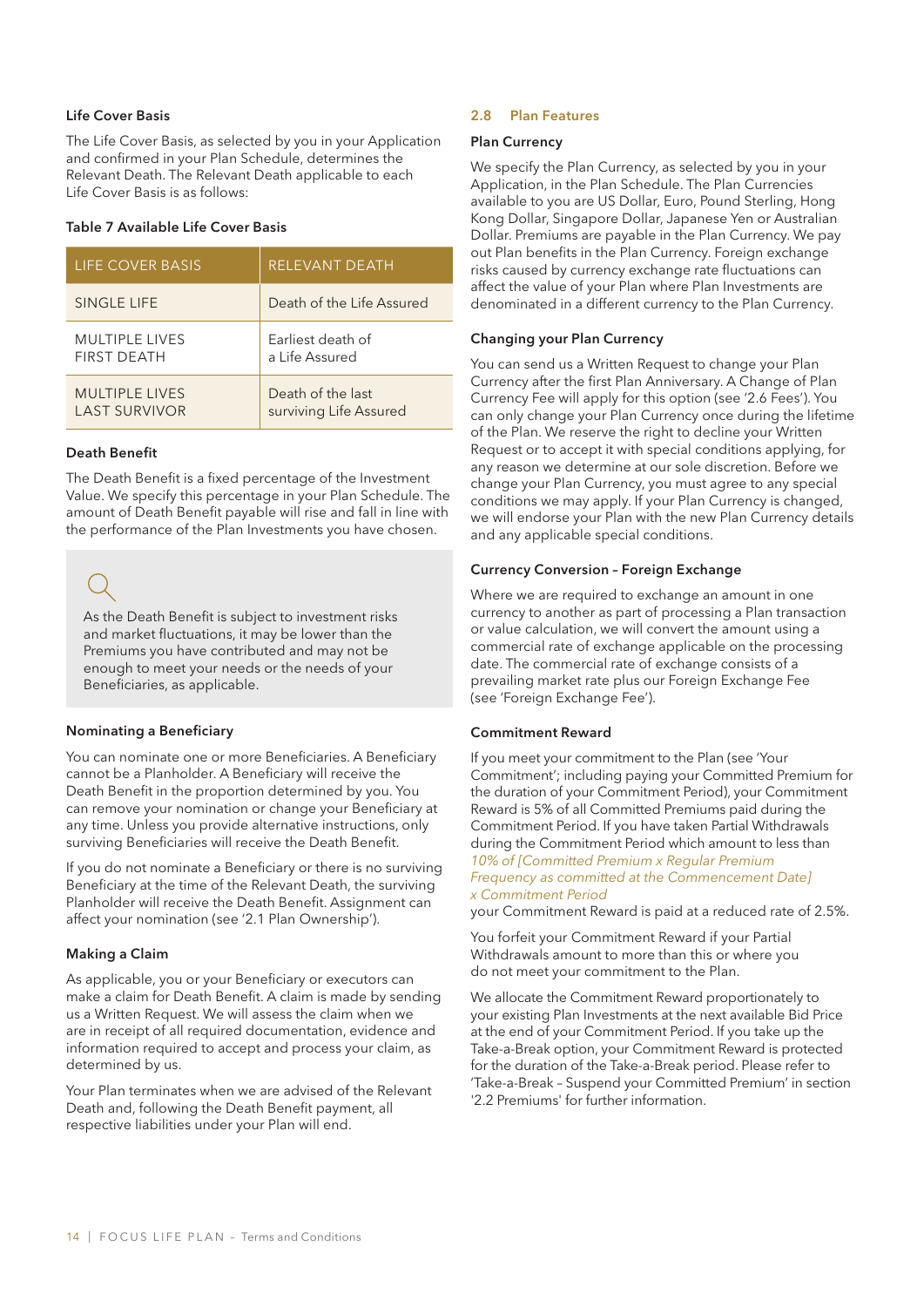### Life Cover Basis

The Life Cover Basis, as selected by you in your Application and confirmed in your Plan Schedule, determines the Relevant Death. The Relevant Death applicable to each Life Cover Basis is as follows:

**Table 7 Available Life Cover Basis**

| LIFE COVER BASIS | RELEVANT DEATH |
|---|---|
| SINGLE LIFE | Death of the Life Assured |
| MULTIPLE LIVES FIRST DEATH | Earliest death of a Life Assured |
| MULTIPLE LIVES LAST SURVIVOR | Death of the last surviving Life Assured |

### Death Benefit

The Death Benefit is a fixed percentage of the Investment Value. We specify this percentage in your Plan Schedule. The amount of Death Benefit payable will rise and fall in line with the performance of the Plan Investments you have chosen.

> As the Death Benefit is subject to investment risks and market fluctuations, it may be lower than the Premiums you have contributed and may not be enough to meet your needs or the needs of your Beneficiaries, as applicable.

### Nominating a Beneficiary

You can nominate one or more Beneficiaries. A Beneficiary cannot be a Planholder. A Beneficiary will receive the Death Benefit in the proportion determined by you. You can remove your nomination or change your Beneficiary at any time. Unless you provide alternative instructions, only surviving Beneficiaries will receive the Death Benefit.

If you do not nominate a Beneficiary or there is no surviving Beneficiary at the time of the Relevant Death, the surviving Planholder will receive the Death Benefit. Assignment can affect your nomination (see '2.1 Plan Ownership').

### Making a Claim

As applicable, you or your Beneficiary or executors can make a claim for Death Benefit. A claim is made by sending us a Written Request. We will assess the claim when we are in receipt of all required documentation, evidence and information required to accept and process your claim, as determined by us.

Your Plan terminates when we are advised of the Relevant Death and, following the Death Benefit payment, all respective liabilities under your Plan will end.

## 2.8 Plan Features

### Plan Currency

We specify the Plan Currency, as selected by you in your Application, in the Plan Schedule. The Plan Currencies available to you are US Dollar, Euro, Pound Sterling, Hong Kong Dollar, Singapore Dollar, Japanese Yen or Australian Dollar. Premiums are payable in the Plan Currency. We pay out Plan benefits in the Plan Currency. Foreign exchange risks caused by currency exchange rate fluctuations can affect the value of your Plan where Plan Investments are denominated in a different currency to the Plan Currency.

### Changing your Plan Currency

You can send us a Written Request to change your Plan Currency after the first Plan Anniversary. A Change of Plan Currency Fee will apply for this option (see '2.6 Fees'). You can only change your Plan Currency once during the lifetime of the Plan. We reserve the right to decline your Written Request or to accept it with special conditions applying, for any reason we determine at our sole discretion. Before we change your Plan Currency, you must agree to any special conditions we may apply. If your Plan Currency is changed, we will endorse your Plan with the new Plan Currency details and any applicable special conditions.

### Currency Conversion – Foreign Exchange

Where we are required to exchange an amount in one currency to another as part of processing a Plan transaction or value calculation, we will convert the amount using a commercial rate of exchange applicable on the processing date. The commercial rate of exchange consists of a prevailing market rate plus our Foreign Exchange Fee (see 'Foreign Exchange Fee').

### Commitment Reward

If you meet your commitment to the Plan (see 'Your Commitment'; including paying your Committed Premium for the duration of your Commitment Period), your Commitment Reward is 5% of all Committed Premiums paid during the Commitment Period. If you have taken Partial Withdrawals during the Commitment Period which amount to less than
*10% of [Committed Premium x Regular Premium Frequency as committed at the Commencement Date] x Commitment Period*
your Commitment Reward is paid at a reduced rate of 2.5%.

You forfeit your Commitment Reward if your Partial Withdrawals amount to more than this or where you do not meet your commitment to the Plan.

We allocate the Commitment Reward proportionately to your existing Plan Investments at the next available Bid Price at the end of your Commitment Period. If you take up the Take-a-Break option, your Commitment Reward is protected for the duration of the Take-a-Break period. Please refer to 'Take-a-Break – Suspend your Committed Premium' in section '2.2 Premiums' for further information.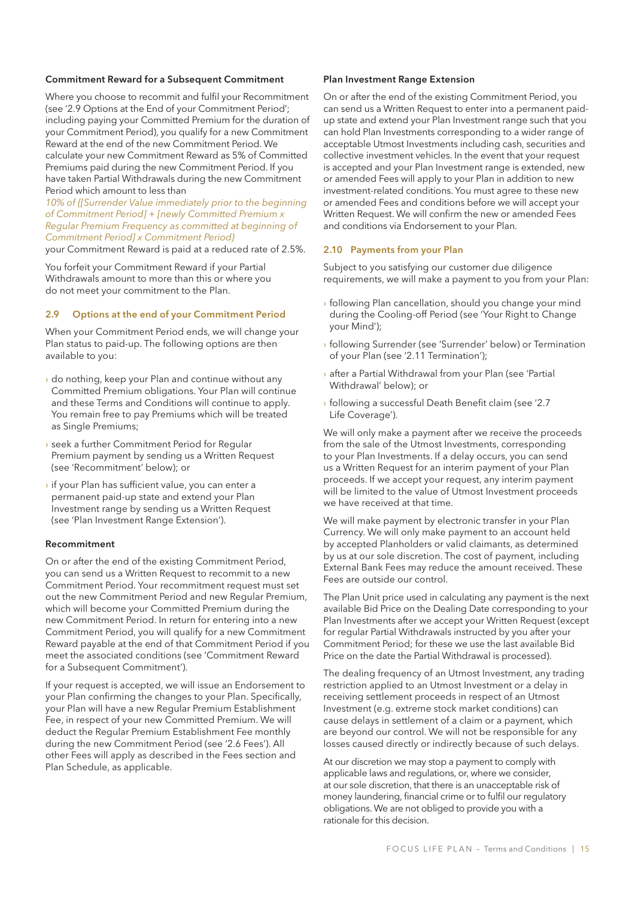#### Commitment Reward for a Subsequent Commitment

Where you choose to recommit and fulfil your Recommitment (see '2.9 Options at the End of your Commitment Period'; including paying your Committed Premium for the duration of your Commitment Period), you qualify for a new Commitment Reward at the end of the new Commitment Period. We calculate your new Commitment Reward as 5% of Committed Premiums paid during the new Commitment Period. If you have taken Partial Withdrawals during the new Commitment Period which amount to less than

*10% of {[Surrender Value immediately prior to the beginning of Commitment Period] + [newly Committed Premium x Regular Premium Frequency as committed at beginning of Commitment Period] x Commitment Period}*

your Commitment Reward is paid at a reduced rate of 2.5%.

You forfeit your Commitment Reward if your Partial Withdrawals amount to more than this or where you do not meet your commitment to the Plan.

### 2.9 Options at the end of your Commitment Period

When your Commitment Period ends, we will change your Plan status to paid-up. The following options are then available to you:

- do nothing, keep your Plan and continue without any Committed Premium obligations. Your Plan will continue and these Terms and Conditions will continue to apply. You remain free to pay Premiums which will be treated as Single Premiums;
- seek a further Commitment Period for Regular Premium payment by sending us a Written Request (see 'Recommitment' below); or
- if your Plan has sufficient value, you can enter a permanent paid-up state and extend your Plan Investment range by sending us a Written Request (see 'Plan Investment Range Extension').

#### Recommitment

On or after the end of the existing Commitment Period, you can send us a Written Request to recommit to a new Commitment Period. Your recommitment request must set out the new Commitment Period and new Regular Premium, which will become your Committed Premium during the new Commitment Period. In return for entering into a new Commitment Period, you will qualify for a new Commitment Reward payable at the end of that Commitment Period if you meet the associated conditions (see 'Commitment Reward for a Subsequent Commitment').

If your request is accepted, we will issue an Endorsement to your Plan confirming the changes to your Plan. Specifically, your Plan will have a new Regular Premium Establishment Fee, in respect of your new Committed Premium. We will deduct the Regular Premium Establishment Fee monthly during the new Commitment Period (see '2.6 Fees'). All other Fees will apply as described in the Fees section and Plan Schedule, as applicable.

#### Plan Investment Range Extension

On or after the end of the existing Commitment Period, you can send us a Written Request to enter into a permanent paid-up state and extend your Plan Investment range such that you can hold Plan Investments corresponding to a wider range of acceptable Utmost Investments including cash, securities and collective investment vehicles. In the event that your request is accepted and your Plan Investment range is extended, new or amended Fees will apply to your Plan in addition to new investment-related conditions. You must agree to these new or amended Fees and conditions before we will accept your Written Request. We will confirm the new or amended Fees and conditions via Endorsement to your Plan.

### 2.10 Payments from your Plan

Subject to you satisfying our customer due diligence requirements, we will make a payment to you from your Plan:

- following Plan cancellation, should you change your mind during the Cooling-off Period (see 'Your Right to Change your Mind');
- following Surrender (see 'Surrender' below) or Termination of your Plan (see '2.11 Termination');
- after a Partial Withdrawal from your Plan (see 'Partial Withdrawal' below); or
- following a successful Death Benefit claim (see '2.7 Life Coverage').

We will only make a payment after we receive the proceeds from the sale of the Utmost Investments, corresponding to your Plan Investments. If a delay occurs, you can send us a Written Request for an interim payment of your Plan proceeds. If we accept your request, any interim payment will be limited to the value of Utmost Investment proceeds we have received at that time.

We will make payment by electronic transfer in your Plan Currency. We will only make payment to an account held by accepted Planholders or valid claimants, as determined by us at our sole discretion. The cost of payment, including External Bank Fees may reduce the amount received. These Fees are outside our control.

The Plan Unit price used in calculating any payment is the next available Bid Price on the Dealing Date corresponding to your Plan Investments after we accept your Written Request (except for regular Partial Withdrawals instructed by you after your Commitment Period; for these we use the last available Bid Price on the date the Partial Withdrawal is processed).

The dealing frequency of an Utmost Investment, any trading restriction applied to an Utmost Investment or a delay in receiving settlement proceeds in respect of an Utmost Investment (e.g. extreme stock market conditions) can cause delays in settlement of a claim or a payment, which are beyond our control. We will not be responsible for any losses caused directly or indirectly because of such delays.

At our discretion we may stop a payment to comply with applicable laws and regulations, or, where we consider, at our sole discretion, that there is an unacceptable risk of money laundering, financial crime or to fulfil our regulatory obligations. We are not obliged to provide you with a rationale for this decision.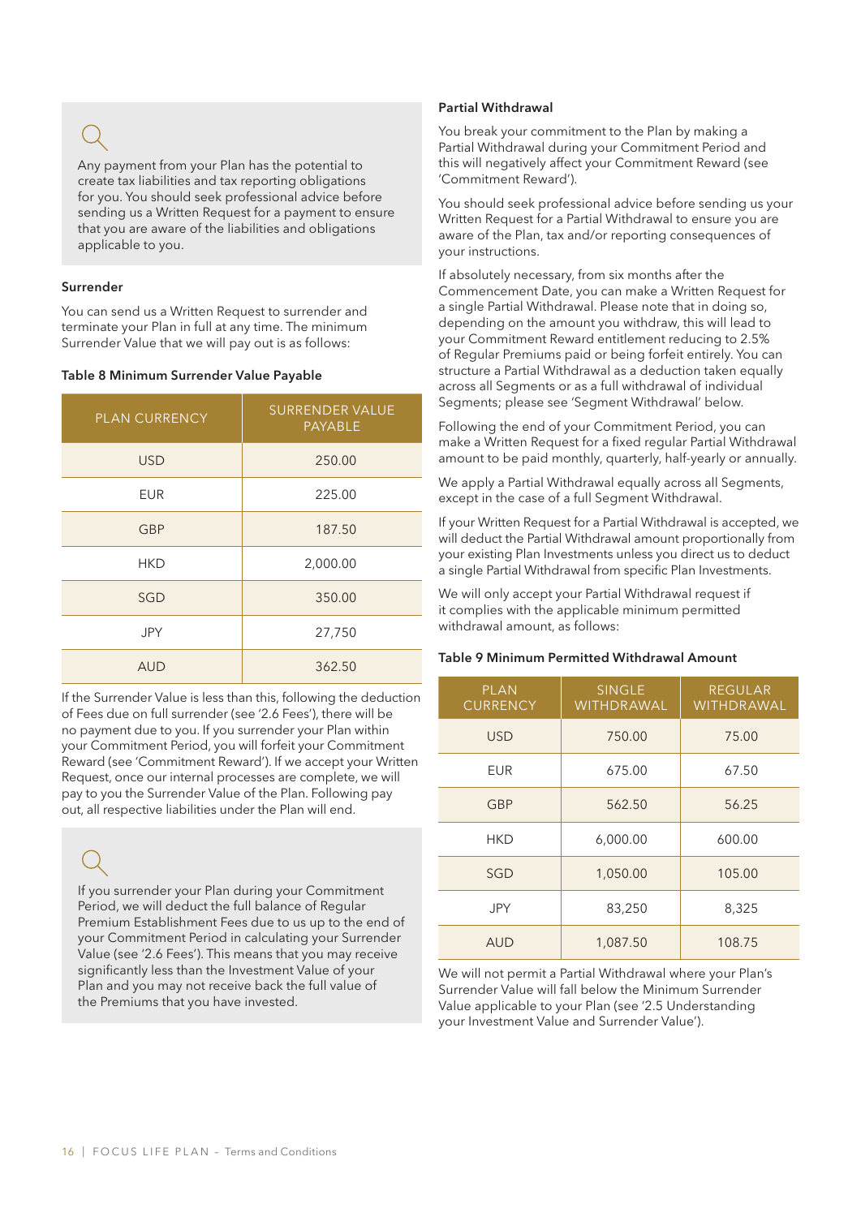Any payment from your Plan has the potential to create tax liabilities and tax reporting obligations for you. You should seek professional advice before sending us a Written Request for a payment to ensure that you are aware of the liabilities and obligations applicable to you.

### Surrender

You can send us a Written Request to surrender and terminate your Plan in full at any time. The minimum Surrender Value that we will pay out is as follows:

**Table 8 Minimum Surrender Value Payable**

| PLAN CURRENCY | SURRENDER VALUE PAYABLE |
|---|---|
| USD | 250.00 |
| EUR | 225.00 |
| GBP | 187.50 |
| HKD | 2,000.00 |
| SGD | 350.00 |
| JPY | 27,750 |
| AUD | 362.50 |

If the Surrender Value is less than this, following the deduction of Fees due on full surrender (see '2.6 Fees'), there will be no payment due to you. If you surrender your Plan within your Commitment Period, you will forfeit your Commitment Reward (see 'Commitment Reward'). If we accept your Written Request, once our internal processes are complete, we will pay to you the Surrender Value of the Plan. Following pay out, all respective liabilities under the Plan will end.

If you surrender your Plan during your Commitment Period, we will deduct the full balance of Regular Premium Establishment Fees due to us up to the end of your Commitment Period in calculating your Surrender Value (see '2.6 Fees'). This means that you may receive significantly less than the Investment Value of your Plan and you may not receive back the full value of the Premiums that you have invested.

### Partial Withdrawal

You break your commitment to the Plan by making a Partial Withdrawal during your Commitment Period and this will negatively affect your Commitment Reward (see 'Commitment Reward').

You should seek professional advice before sending us your Written Request for a Partial Withdrawal to ensure you are aware of the Plan, tax and/or reporting consequences of your instructions.

If absolutely necessary, from six months after the Commencement Date, you can make a Written Request for a single Partial Withdrawal. Please note that in doing so, depending on the amount you withdraw, this will lead to your Commitment Reward entitlement reducing to 2.5% of Regular Premiums paid or being forfeit entirely. You can structure a Partial Withdrawal as a deduction taken equally across all Segments or as a full withdrawal of individual Segments; please see 'Segment Withdrawal' below.

Following the end of your Commitment Period, you can make a Written Request for a fixed regular Partial Withdrawal amount to be paid monthly, quarterly, half-yearly or annually.

We apply a Partial Withdrawal equally across all Segments, except in the case of a full Segment Withdrawal.

If your Written Request for a Partial Withdrawal is accepted, we will deduct the Partial Withdrawal amount proportionally from your existing Plan Investments unless you direct us to deduct a single Partial Withdrawal from specific Plan Investments.

We will only accept your Partial Withdrawal request if it complies with the applicable minimum permitted withdrawal amount, as follows:

**Table 9 Minimum Permitted Withdrawal Amount**

| PLAN CURRENCY | SINGLE WITHDRAWAL | REGULAR WITHDRAWAL |
|---|---|---|
| USD | 750.00 | 75.00 |
| EUR | 675.00 | 67.50 |
| GBP | 562.50 | 56.25 |
| HKD | 6,000.00 | 600.00 |
| SGD | 1,050.00 | 105.00 |
| JPY | 83,250 | 8,325 |
| AUD | 1,087.50 | 108.75 |

We will not permit a Partial Withdrawal where your Plan's Surrender Value will fall below the Minimum Surrender Value applicable to your Plan (see '2.5 Understanding your Investment Value and Surrender Value').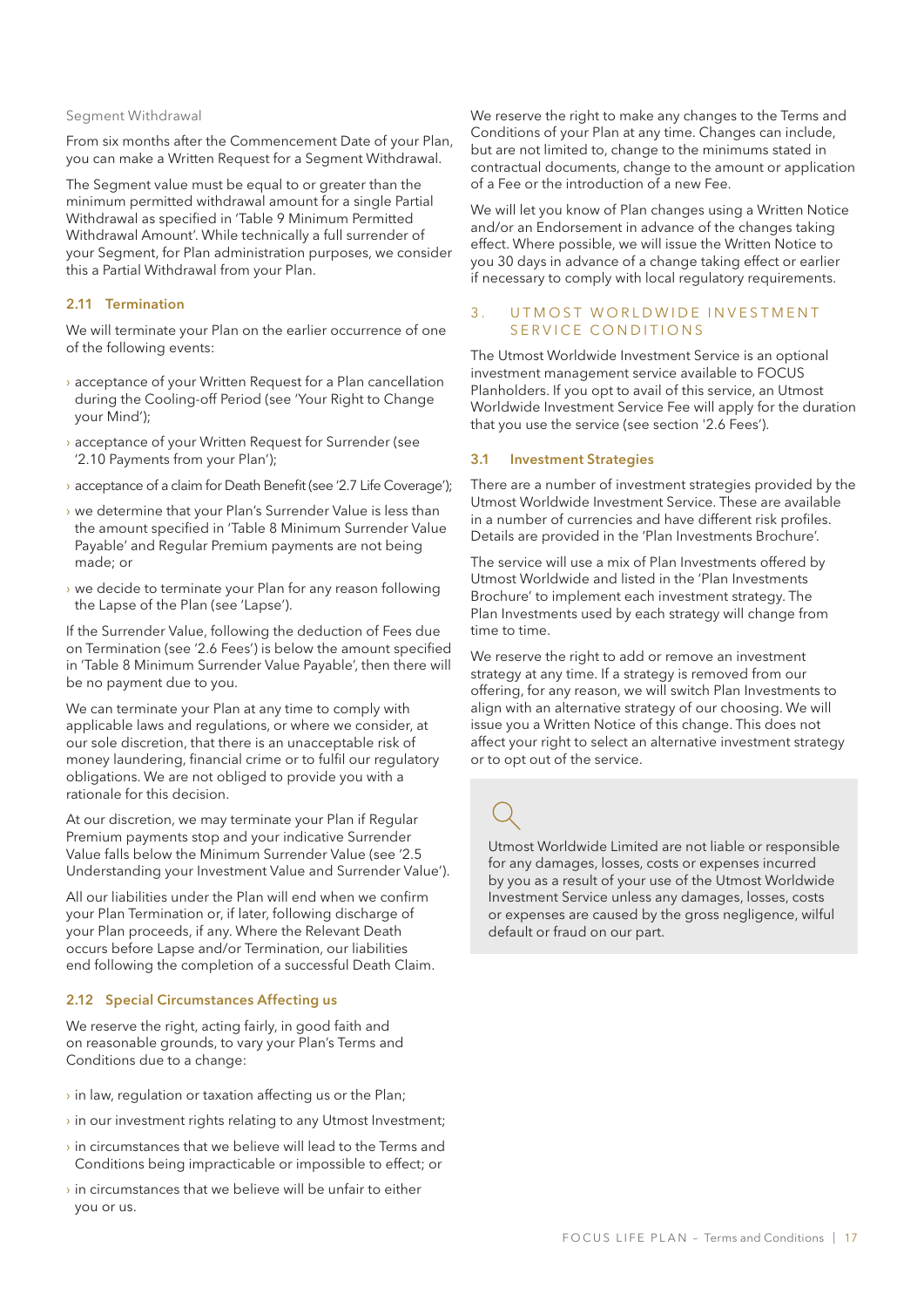Segment Withdrawal

From six months after the Commencement Date of your Plan, you can make a Written Request for a Segment Withdrawal.

The Segment value must be equal to or greater than the minimum permitted withdrawal amount for a single Partial Withdrawal as specified in 'Table 9 Minimum Permitted Withdrawal Amount'. While technically a full surrender of your Segment, for Plan administration purposes, we consider this a Partial Withdrawal from your Plan.

### 2.11 Termination

We will terminate your Plan on the earlier occurrence of one of the following events:

- acceptance of your Written Request for a Plan cancellation during the Cooling-off Period (see 'Your Right to Change your Mind');
- acceptance of your Written Request for Surrender (see '2.10 Payments from your Plan');
- acceptance of a claim for Death Benefit (see '2.7 Life Coverage');
- we determine that your Plan's Surrender Value is less than the amount specified in 'Table 8 Minimum Surrender Value Payable' and Regular Premium payments are not being made; or
- we decide to terminate your Plan for any reason following the Lapse of the Plan (see 'Lapse').

If the Surrender Value, following the deduction of Fees due on Termination (see '2.6 Fees') is below the amount specified in 'Table 8 Minimum Surrender Value Payable', then there will be no payment due to you.

We can terminate your Plan at any time to comply with applicable laws and regulations, or where we consider, at our sole discretion, that there is an unacceptable risk of money laundering, financial crime or to fulfil our regulatory obligations. We are not obliged to provide you with a rationale for this decision.

At our discretion, we may terminate your Plan if Regular Premium payments stop and your indicative Surrender Value falls below the Minimum Surrender Value (see '2.5 Understanding your Investment Value and Surrender Value').

All our liabilities under the Plan will end when we confirm your Plan Termination or, if later, following discharge of your Plan proceeds, if any. Where the Relevant Death occurs before Lapse and/or Termination, our liabilities end following the completion of a successful Death Claim.

### 2.12 Special Circumstances Affecting us

We reserve the right, acting fairly, in good faith and on reasonable grounds, to vary your Plan's Terms and Conditions due to a change:

- in law, regulation or taxation affecting us or the Plan;
- in our investment rights relating to any Utmost Investment;
- in circumstances that we believe will lead to the Terms and Conditions being impracticable or impossible to effect; or
- in circumstances that we believe will be unfair to either you or us.

We reserve the right to make any changes to the Terms and Conditions of your Plan at any time. Changes can include, but are not limited to, change to the minimums stated in contractual documents, change to the amount or application of a Fee or the introduction of a new Fee.

We will let you know of Plan changes using a Written Notice and/or an Endorsement in advance of the changes taking effect. Where possible, we will issue the Written Notice to you 30 days in advance of a change taking effect or earlier if necessary to comply with local regulatory requirements.

## 3. UTMOST WORLDWIDE INVESTMENT SERVICE CONDITIONS

The Utmost Worldwide Investment Service is an optional investment management service available to FOCUS Planholders. If you opt to avail of this service, an Utmost Worldwide Investment Service Fee will apply for the duration that you use the service (see section '2.6 Fees').

### 3.1 Investment Strategies

There are a number of investment strategies provided by the Utmost Worldwide Investment Service. These are available in a number of currencies and have different risk profiles. Details are provided in the 'Plan Investments Brochure'.

The service will use a mix of Plan Investments offered by Utmost Worldwide and listed in the 'Plan Investments Brochure' to implement each investment strategy. The Plan Investments used by each strategy will change from time to time.

We reserve the right to add or remove an investment strategy at any time. If a strategy is removed from our offering, for any reason, we will switch Plan Investments to align with an alternative strategy of our choosing. We will issue you a Written Notice of this change. This does not affect your right to select an alternative investment strategy or to opt out of the service.

Utmost Worldwide Limited are not liable or responsible for any damages, losses, costs or expenses incurred by you as a result of your use of the Utmost Worldwide Investment Service unless any damages, losses, costs or expenses are caused by the gross negligence, wilful default or fraud on our part.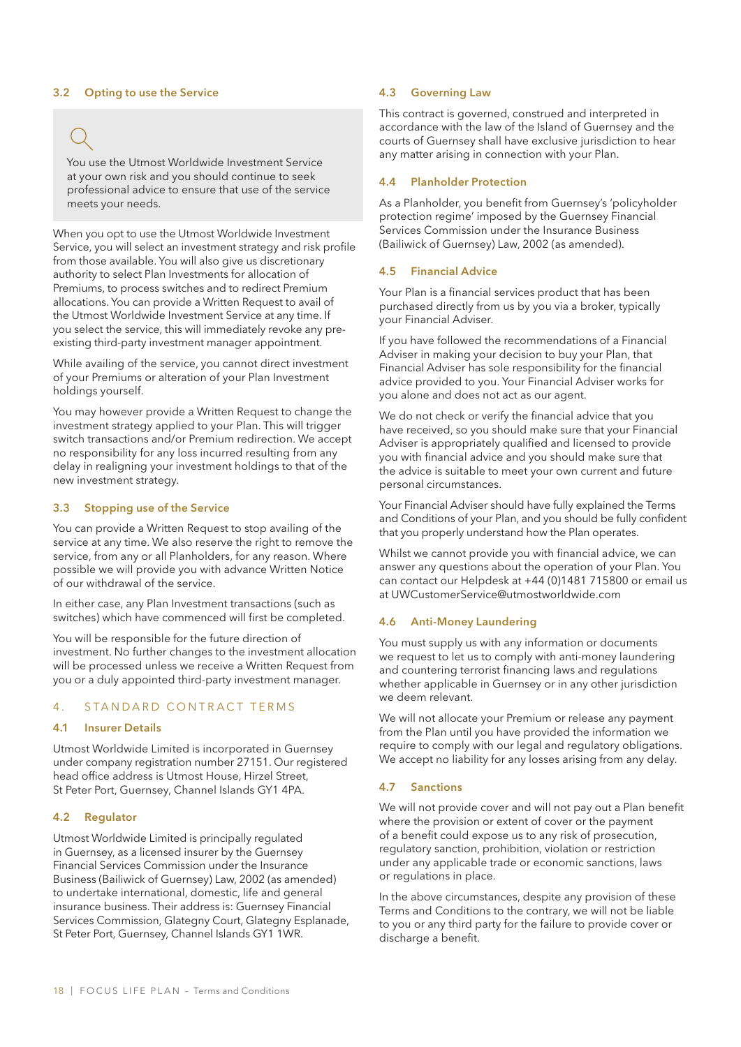### 3.2 Opting to use the Service

> You use the Utmost Worldwide Investment Service at your own risk and you should continue to seek professional advice to ensure that use of the service meets your needs.

When you opt to use the Utmost Worldwide Investment Service, you will select an investment strategy and risk profile from those available. You will also give us discretionary authority to select Plan Investments for allocation of Premiums, to process switches and to redirect Premium allocations. You can provide a Written Request to avail of the Utmost Worldwide Investment Service at any time. If you select the service, this will immediately revoke any pre-existing third-party investment manager appointment.

While availing of the service, you cannot direct investment of your Premiums or alteration of your Plan Investment holdings yourself.

You may however provide a Written Request to change the investment strategy applied to your Plan. This will trigger switch transactions and/or Premium redirection. We accept no responsibility for any loss incurred resulting from any delay in realigning your investment holdings to that of the new investment strategy.

### 3.3 Stopping use of the Service

You can provide a Written Request to stop availing of the service at any time. We also reserve the right to remove the service, from any or all Planholders, for any reason. Where possible we will provide you with advance Written Notice of our withdrawal of the service.

In either case, any Plan Investment transactions (such as switches) which have commenced will first be completed.

You will be responsible for the future direction of investment. No further changes to the investment allocation will be processed unless we receive a Written Request from you or a duly appointed third-party investment manager.

## 4. STANDARD CONTRACT TERMS

### 4.1 Insurer Details

Utmost Worldwide Limited is incorporated in Guernsey under company registration number 27151. Our registered head office address is Utmost House, Hirzel Street, St Peter Port, Guernsey, Channel Islands GY1 4PA.

### 4.2 Regulator

Utmost Worldwide Limited is principally regulated in Guernsey, as a licensed insurer by the Guernsey Financial Services Commission under the Insurance Business (Bailiwick of Guernsey) Law, 2002 (as amended) to undertake international, domestic, life and general insurance business. Their address is: Guernsey Financial Services Commission, Glategny Court, Glategny Esplanade, St Peter Port, Guernsey, Channel Islands GY1 1WR.

### 4.3 Governing Law

This contract is governed, construed and interpreted in accordance with the law of the Island of Guernsey and the courts of Guernsey shall have exclusive jurisdiction to hear any matter arising in connection with your Plan.

### 4.4 Planholder Protection

As a Planholder, you benefit from Guernsey's 'policyholder protection regime' imposed by the Guernsey Financial Services Commission under the Insurance Business (Bailiwick of Guernsey) Law, 2002 (as amended).

### 4.5 Financial Advice

Your Plan is a financial services product that has been purchased directly from us by you via a broker, typically your Financial Adviser.

If you have followed the recommendations of a Financial Adviser in making your decision to buy your Plan, that Financial Adviser has sole responsibility for the financial advice provided to you. Your Financial Adviser works for you alone and does not act as our agent.

We do not check or verify the financial advice that you have received, so you should make sure that your Financial Adviser is appropriately qualified and licensed to provide you with financial advice and you should make sure that the advice is suitable to meet your own current and future personal circumstances.

Your Financial Adviser should have fully explained the Terms and Conditions of your Plan, and you should be fully confident that you properly understand how the Plan operates.

Whilst we cannot provide you with financial advice, we can answer any questions about the operation of your Plan. You can contact our Helpdesk at +44 (0)1481 715800 or email us at UWCustomerService@utmostworldwide.com

### 4.6 Anti-Money Laundering

You must supply us with any information or documents we request to let us to comply with anti-money laundering and countering terrorist financing laws and regulations whether applicable in Guernsey or in any other jurisdiction we deem relevant.

We will not allocate your Premium or release any payment from the Plan until you have provided the information we require to comply with our legal and regulatory obligations. We accept no liability for any losses arising from any delay.

### 4.7 Sanctions

We will not provide cover and will not pay out a Plan benefit where the provision or extent of cover or the payment of a benefit could expose us to any risk of prosecution, regulatory sanction, prohibition, violation or restriction under any applicable trade or economic sanctions, laws or regulations in place.

In the above circumstances, despite any provision of these Terms and Conditions to the contrary, we will not be liable to you or any third party for the failure to provide cover or discharge a benefit.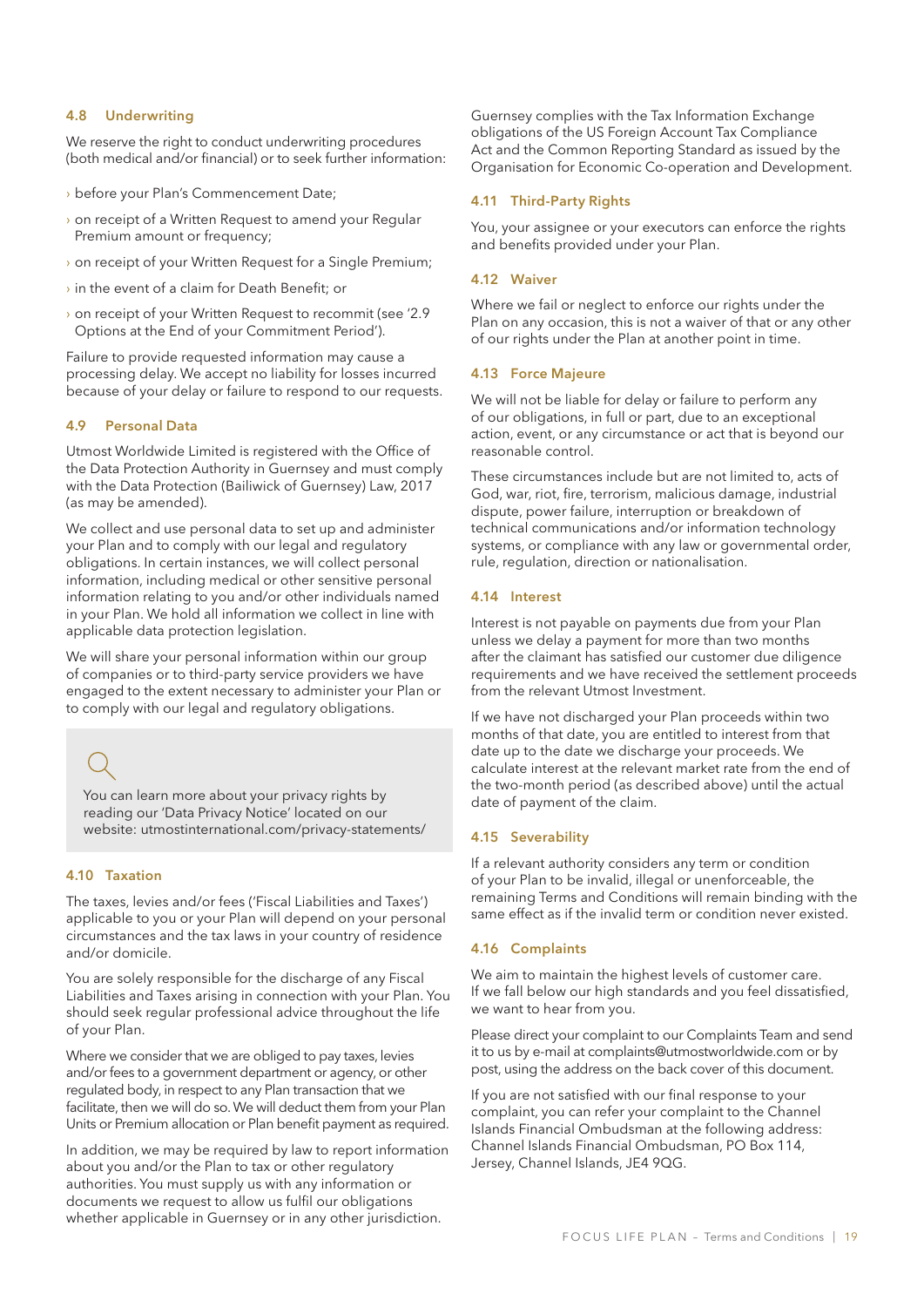### 4.8 Underwriting

We reserve the right to conduct underwriting procedures (both medical and/or financial) or to seek further information:

- before your Plan's Commencement Date;
- on receipt of a Written Request to amend your Regular Premium amount or frequency;
- on receipt of your Written Request for a Single Premium;
- in the event of a claim for Death Benefit; or
- on receipt of your Written Request to recommit (see '2.9 Options at the End of your Commitment Period').

Failure to provide requested information may cause a processing delay. We accept no liability for losses incurred because of your delay or failure to respond to our requests.

### 4.9 Personal Data

Utmost Worldwide Limited is registered with the Office of the Data Protection Authority in Guernsey and must comply with the Data Protection (Bailiwick of Guernsey) Law, 2017 (as may be amended).

We collect and use personal data to set up and administer your Plan and to comply with our legal and regulatory obligations. In certain instances, we will collect personal information, including medical or other sensitive personal information relating to you and/or other individuals named in your Plan. We hold all information we collect in line with applicable data protection legislation.

We will share your personal information within our group of companies or to third-party service providers we have engaged to the extent necessary to administer your Plan or to comply with our legal and regulatory obligations.

You can learn more about your privacy rights by reading our 'Data Privacy Notice' located on our website: utmostinternational.com/privacy-statements/

### 4.10 Taxation

The taxes, levies and/or fees ('Fiscal Liabilities and Taxes') applicable to you or your Plan will depend on your personal circumstances and the tax laws in your country of residence and/or domicile.

You are solely responsible for the discharge of any Fiscal Liabilities and Taxes arising in connection with your Plan. You should seek regular professional advice throughout the life of your Plan.

Where we consider that we are obliged to pay taxes, levies and/or fees to a government department or agency, or other regulated body, in respect to any Plan transaction that we facilitate, then we will do so. We will deduct them from your Plan Units or Premium allocation or Plan benefit payment as required.

In addition, we may be required by law to report information about you and/or the Plan to tax or other regulatory authorities. You must supply us with any information or documents we request to allow us fulfil our obligations whether applicable in Guernsey or in any other jurisdiction.

Guernsey complies with the Tax Information Exchange obligations of the US Foreign Account Tax Compliance Act and the Common Reporting Standard as issued by the Organisation for Economic Co-operation and Development.

### 4.11 Third-Party Rights

You, your assignee or your executors can enforce the rights and benefits provided under your Plan.

### 4.12 Waiver

Where we fail or neglect to enforce our rights under the Plan on any occasion, this is not a waiver of that or any other of our rights under the Plan at another point in time.

### 4.13 Force Majeure

We will not be liable for delay or failure to perform any of our obligations, in full or part, due to an exceptional action, event, or any circumstance or act that is beyond our reasonable control.

These circumstances include but are not limited to, acts of God, war, riot, terrorism, malicious damage, industrial dispute, power failure, interruption or breakdown of technical communications and/or information technology systems, or compliance with any law or governmental order, rule, regulation, direction or nationalisation.

### 4.14 Interest

Interest is not payable on payments due from your Plan unless we delay a payment for more than two months after the claimant has satisfied our customer due diligence requirements and we have received the settlement proceeds from the relevant Utmost Investment.

If we have not discharged your Plan proceeds within two months of that date, you are entitled to interest from that date up to the date we discharge your proceeds. We calculate interest at the relevant market rate from the end of the two-month period (as described above) until the actual date of payment of the claim.

### 4.15 Severability

If a relevant authority considers any term or condition of your Plan to be invalid, illegal or unenforceable, the remaining Terms and Conditions will remain binding with the same effect as if the invalid term or condition never existed.

### 4.16 Complaints

We aim to maintain the highest levels of customer care. If we fall below our high standards and you feel dissatisfied, we want to hear from you.

Please direct your complaint to our Complaints Team and send it to us by e-mail at complaints@utmostworldwide.com or by post, using the address on the back cover of this document.

If you are not satisfied with our final response to your complaint, you can refer your complaint to the Channel Islands Financial Ombudsman at the following address: Channel Islands Financial Ombudsman, PO Box 114, Jersey, Channel Islands, JE4 9QG.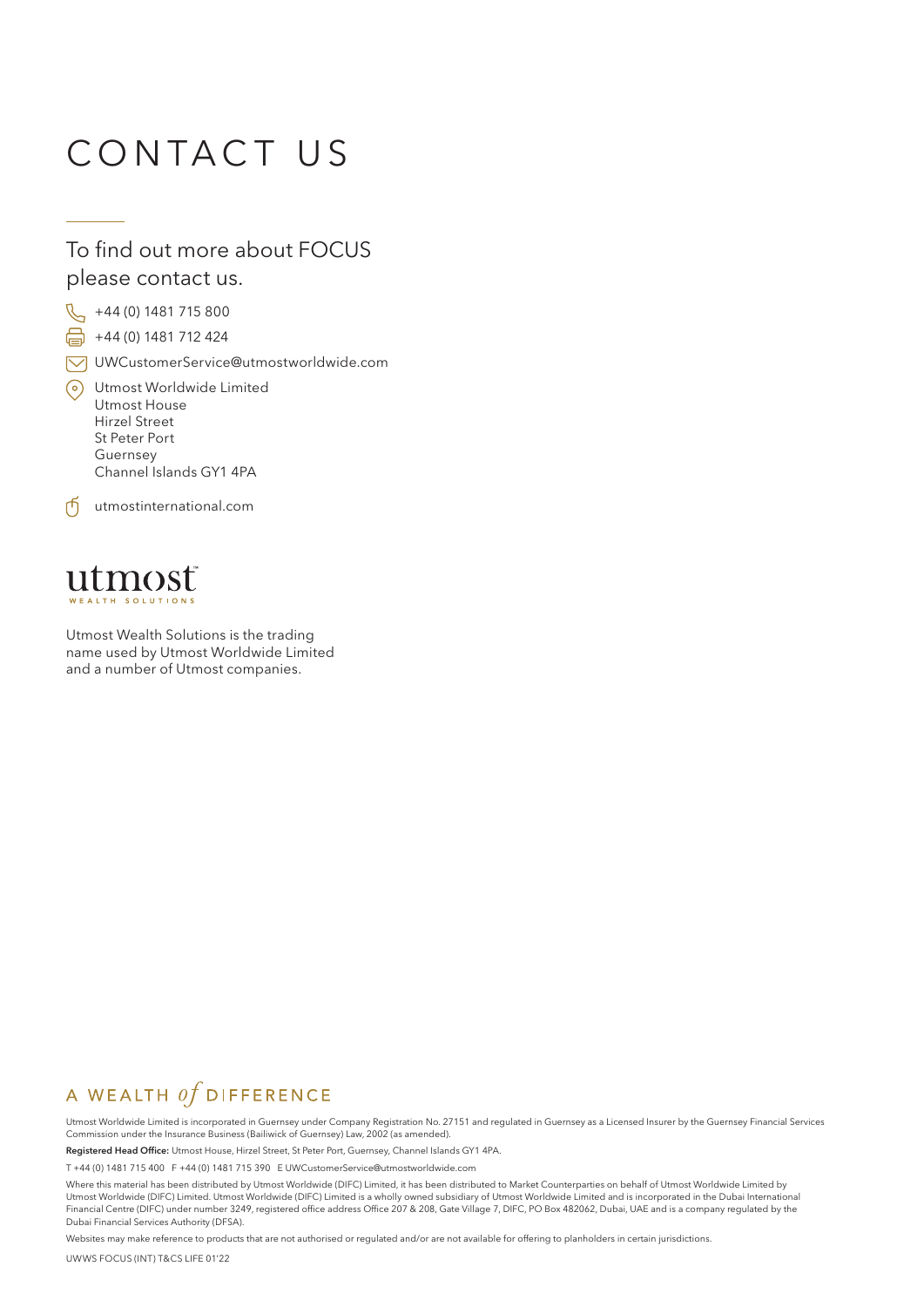# CONTACT US

To find out more about FOCUS please contact us.

+44 (0) 1481 715 800

+44 (0) 1481 712 424

UWCustomerService@utmostworldwide.com

Utmost Worldwide Limited
Utmost House
Hirzel Street
St Peter Port
Guernsey
Channel Islands GY1 4PA

utmostinternational.com

utmost WEALTH SOLUTIONS

Utmost Wealth Solutions is the trading name used by Utmost Worldwide Limited and a number of Utmost companies.

A WEALTH *of* DIFFERENCE

Utmost Worldwide Limited is incorporated in Guernsey under Company Registration No. 27151 and regulated in Guernsey as a Licensed Insurer by the Guernsey Financial Services Commission under the Insurance Business (Bailiwick of Guernsey) Law, 2002 (as amended).

**Registered Head Office:** Utmost House, Hirzel Street, St Peter Port, Guernsey, Channel Islands GY1 4PA.

T +44 (0) 1481 715 400 F +44 (0) 1481 715 390 E UWCustomerService@utmostworldwide.com

Where this material has been distributed by Utmost Worldwide (DIFC) Limited, it has been distributed to Market Counterparties on behalf of Utmost Worldwide Limited by Utmost Worldwide (DIFC) Limited. Utmost Worldwide (DIFC) Limited is a wholly owned subsidiary of Utmost Worldwide Limited and is incorporated in the Dubai International Financial Centre (DIFC) under number 3249, registered office address Office 207 & 208, Gate Village 7, DIFC, PO Box 482062, Dubai, UAE and is a company regulated by the Dubai Financial Services Authority (DFSA).

Websites may make reference to products that are not authorised or regulated and/or are not available for offering to planholders in certain jurisdictions.

UWWS FOCUS (INT) T&CS LIFE 01'22